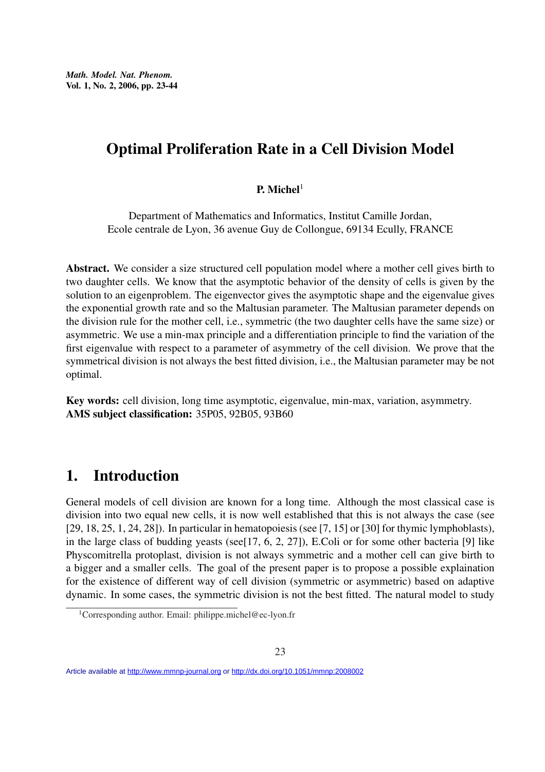# Optimal Proliferation Rate in a Cell Division Model

**P. Michel**[1]

Department of Mathematics and Informatics, Institut Camille Jordan,
Ecole centrale de Lyon, 36 avenue Guy de Collongue, 69134 Ecully, FRANCE

**Abstract.** We consider a size structured cell population model where a mother cell gives birth to two daughter cells. We know that the asymptotic behavior of the density of cells is given by the solution to an eigenproblem. The eigenvector gives the asymptotic shape and the eigenvalue gives the exponential growth rate and so the Maltusian parameter. The Maltusian parameter depends on the division rule for the mother cell, i.e., symmetric (the two daughter cells have the same size) or asymmetric. We use a min-max principle and a differentiation principle to find the variation of the first eigenvalue with respect to a parameter of asymmetry of the cell division. We prove that the symmetrical division is not always the best fitted division, i.e., the Maltusian parameter may be not optimal.

**Key words:** cell division, long time asymptotic, eigenvalue, min-max, variation, asymmetry.
**AMS subject classification:** 35P05, 92B05, 93B60

## 1. Introduction

General models of cell division are known for a long time. Although the most classical case is division into two equal new cells, it is now well established that this is not always the case (see [29, 18, 25, 1, 24, 28]). In particular in hematopoiesis (see [7, 15] or [30] for thymic lymphoblasts), in the large class of budding yeasts (see[17, 6, 2, 27]), E.Coli or for some other bacteria [9] like Physcomitrella protoplast, division is not always symmetric and a mother cell can give birth to a bigger and a smaller cells. The goal of the present paper is to propose a possible explaination for the existence of different way of cell division (symmetric or asymmetric) based on adaptive dynamic. In some cases, the symmetric division is not the best fitted. The natural model to study

[1] Corresponding author. Email: philippe.michel@ec-lyon.fr

Article available at http://www.mmnp-journal.org or http://dx.doi.org/10.1051/mmnp:2008002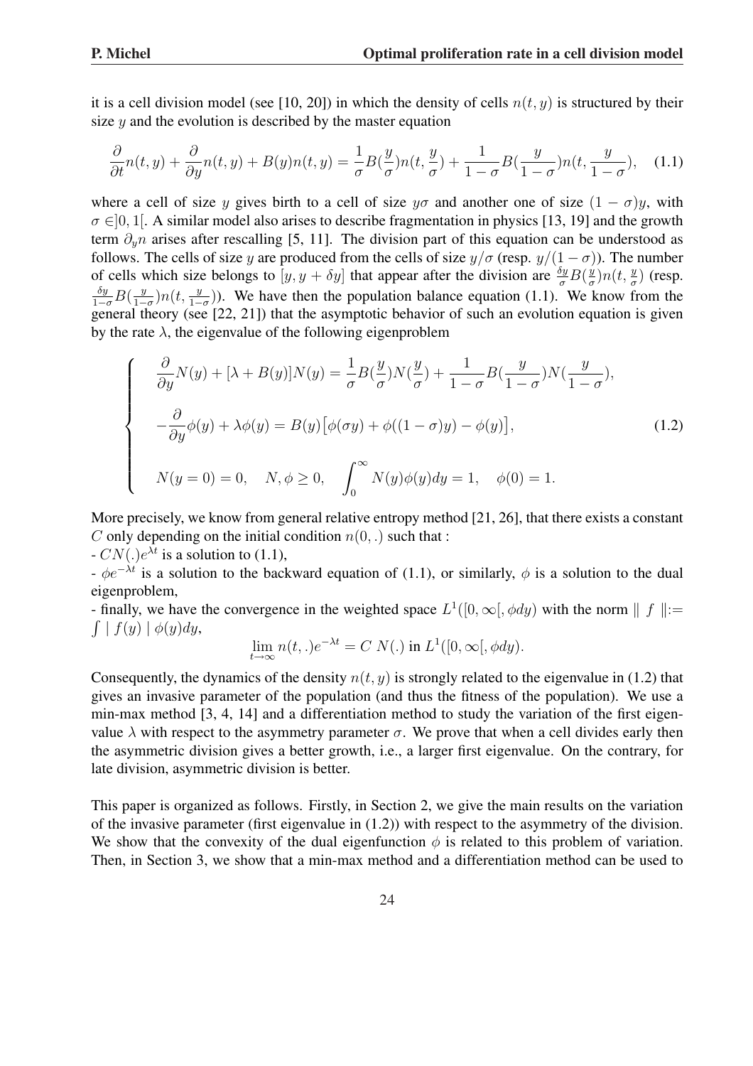it is a cell division model (see [10, 20]) in which the density of cells $n(t, y)$ is structured by their size $y$ and the evolution is described by the master equation

$$\frac{\partial}{\partial t}n(t, y) + \frac{\partial}{\partial y}n(t, y) + B(y)n(t, y) = \frac{1}{\sigma}B(\frac{y}{\sigma})n(t, \frac{y}{\sigma}) + \frac{1}{1-\sigma}B(\frac{y}{1-\sigma})n(t, \frac{y}{1-\sigma}), \quad (1.1)$$

where a cell of size $y$ gives birth to a cell of size $y\sigma$ and another one of size $(1 - \sigma)y$, with $\sigma \in ]0, 1[$. A similar model also arises to describe fragmentation in physics [13, 19] and the growth term $\partial_y n$ arises after rescalling [5, 11]. The division part of this equation can be understood as follows. The cells of size $y$ are produced from the cells of size $y/\sigma$ (resp. $y/(1 - \sigma)$). The number of cells which size belongs to $[y, y + \delta y]$ that appear after the division are $\frac{\delta y}{\sigma}B(\frac{y}{\sigma})n(t, \frac{y}{\sigma})$ (resp. $\frac{\delta y}{1-\sigma}B(\frac{y}{1-\sigma})n(t, \frac{y}{1-\sigma})$). We have then the population balance equation (1.1). We know from the general theory (see [22, 21]) that the asymptotic behavior of such an evolution equation is given by the rate $\lambda$, the eigenvalue of the following eigenproblem

$$\begin{cases} \dfrac{\partial}{\partial y}N(y) + [\lambda + B(y)]N(y) = \dfrac{1}{\sigma}B(\dfrac{y}{\sigma})N(\dfrac{y}{\sigma}) + \dfrac{1}{1-\sigma}B(\dfrac{y}{1-\sigma})N(\dfrac{y}{1-\sigma}), \\[2ex] -\dfrac{\partial}{\partial y}\phi(y) + \lambda\phi(y) = B(y)\big[\phi(\sigma y) + \phi((1-\sigma)y) - \phi(y)\big], \\[2ex] N(y = 0) = 0, \quad N, \phi \geq 0, \quad \displaystyle\int_0^\infty N(y)\phi(y)dy = 1, \quad \phi(0) = 1. \end{cases} \quad (1.2)$$

More precisely, we know from general relative entropy method [21, 26], that there exists a constant $C$ only depending on the initial condition $n(0, .)$ such that :

- $CN(.)e^{\lambda t}$ is a solution to (1.1),
- $\phi e^{-\lambda t}$ is a solution to the backward equation of (1.1), or similarly, $\phi$ is a solution to the dual eigenproblem,
- finally, we have the convergence in the weighted space $L^1([0, \infty[, \phi dy)$ with the norm $\| f \| := \int | f(y) | \phi(y)dy$,

$$\lim_{t\to\infty} n(t, .)e^{-\lambda t} = C\ N(.) \text{ in } L^1([0, \infty[, \phi dy).$$

Consequently, the dynamics of the density $n(t, y)$ is strongly related to the eigenvalue in (1.2) that gives an invasive parameter of the population (and thus the fitness of the population). We use a min-max method [3, 4, 14] and a differentiation method to study the variation of the first eigenvalue $\lambda$ with respect to the asymmetry parameter $\sigma$. We prove that when a cell divides early then the asymmetric division gives a better growth, i.e., a larger first eigenvalue. On the contrary, for late division, asymmetric division is better.

This paper is organized as follows. Firstly, in Section 2, we give the main results on the variation of the invasive parameter (first eigenvalue in (1.2)) with respect to the asymmetry of the division. We show that the convexity of the dual eigenfunction $\phi$ is related to this problem of variation. Then, in Section 3, we show that a min-max method and a differentiation method can be used to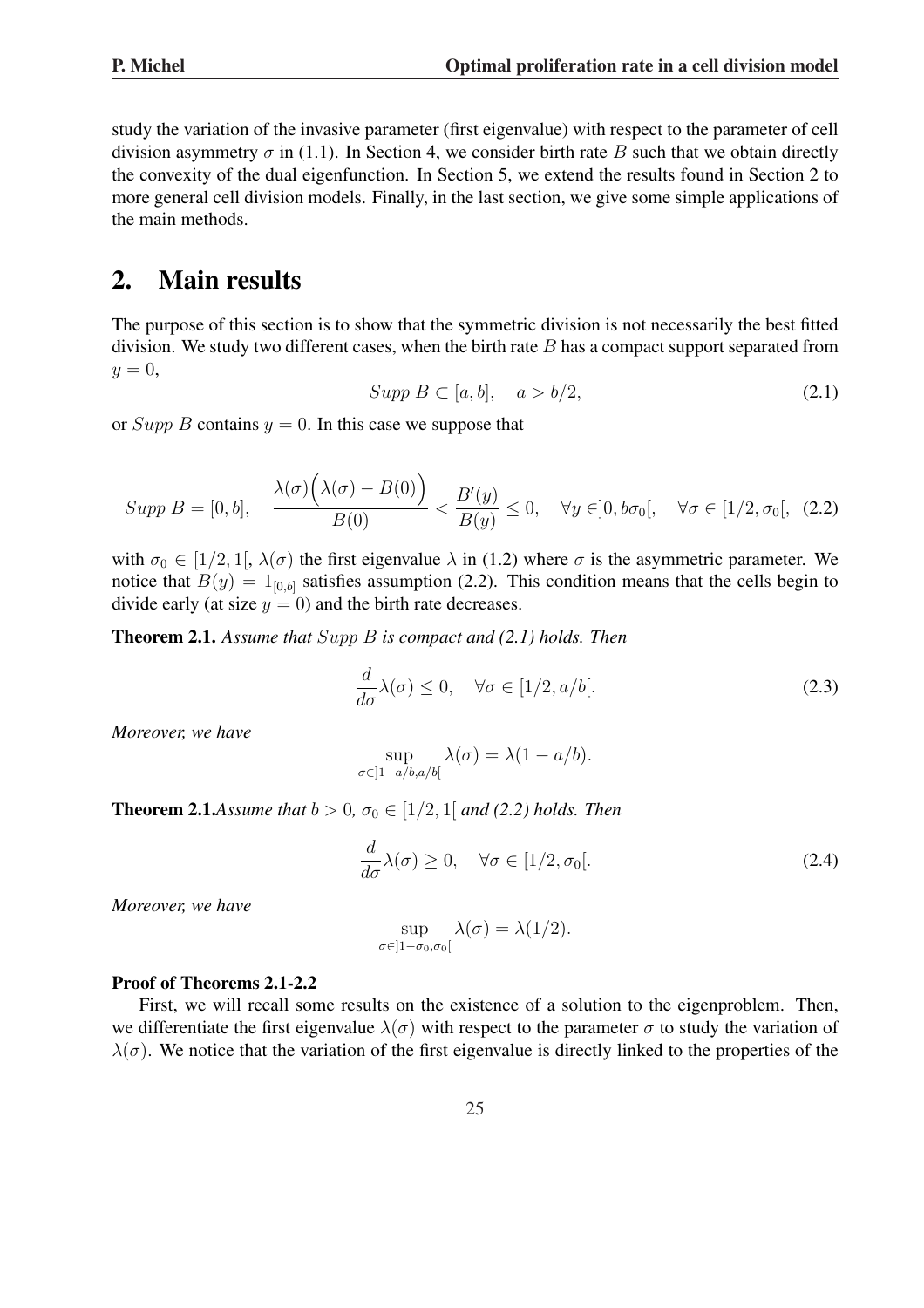study the variation of the invasive parameter (first eigenvalue) with respect to the parameter of cell division asymmetry $\sigma$ in (1.1). In Section 4, we consider birth rate $B$ such that we obtain directly the convexity of the dual eigenfunction. In Section 5, we extend the results found in Section 2 to more general cell division models. Finally, in the last section, we give some simple applications of the main methods.

## 2. Main results

The purpose of this section is to show that the symmetric division is not necessarily the best fitted division. We study two different cases, when the birth rate $B$ has a compact support separated from $y = 0$,

$$Supp\ B \subset [a, b], \quad a > b/2, \tag{2.1}$$

or $Supp\ B$ contains $y = 0$. In this case we suppose that

$$Supp\ B = [0, b], \quad \frac{\lambda(\sigma)\Big(\lambda(\sigma) - B(0)\Big)}{B(0)} < \frac{B'(y)}{B(y)} \leq 0, \quad \forall y \in ]0, b\sigma_0[, \quad \forall \sigma \in [1/2, \sigma_0[, \tag{2.2}$$

with $\sigma_0 \in [1/2, 1[$, $\lambda(\sigma)$ the first eigenvalue $\lambda$ in (1.2) where $\sigma$ is the asymmetric parameter. We notice that $B(y) = 1_{[0,b]}$ satisfies assumption (2.2). This condition means that the cells begin to divide early (at size $y = 0$) and the birth rate decreases.

**Theorem 2.1.** *Assume that $Supp\ B$ is compact and (2.1) holds. Then*

$$\frac{d}{d\sigma}\lambda(\sigma) \leq 0, \quad \forall \sigma \in [1/2, a/b[. \tag{2.3}$$

*Moreover, we have*

$$\sup_{\sigma \in ]1-a/b, a/b[} \lambda(\sigma) = \lambda(1 - a/b).$$

**Theorem 2.1.** *Assume that $b > 0$, $\sigma_0 \in [1/2, 1[$ and (2.2) holds. Then*

$$\frac{d}{d\sigma}\lambda(\sigma) \geq 0, \quad \forall \sigma \in [1/2, \sigma_0[. \tag{2.4}$$

*Moreover, we have*

$$\sup_{\sigma \in ]1-\sigma_0, \sigma_0[} \lambda(\sigma) = \lambda(1/2).$$

**Proof of Theorems 2.1-2.2**

First, we will recall some results on the existence of a solution to the eigenproblem. Then, we differentiate the first eigenvalue $\lambda(\sigma)$ with respect to the parameter $\sigma$ to study the variation of $\lambda(\sigma)$. We notice that the variation of the first eigenvalue is directly linked to the properties of the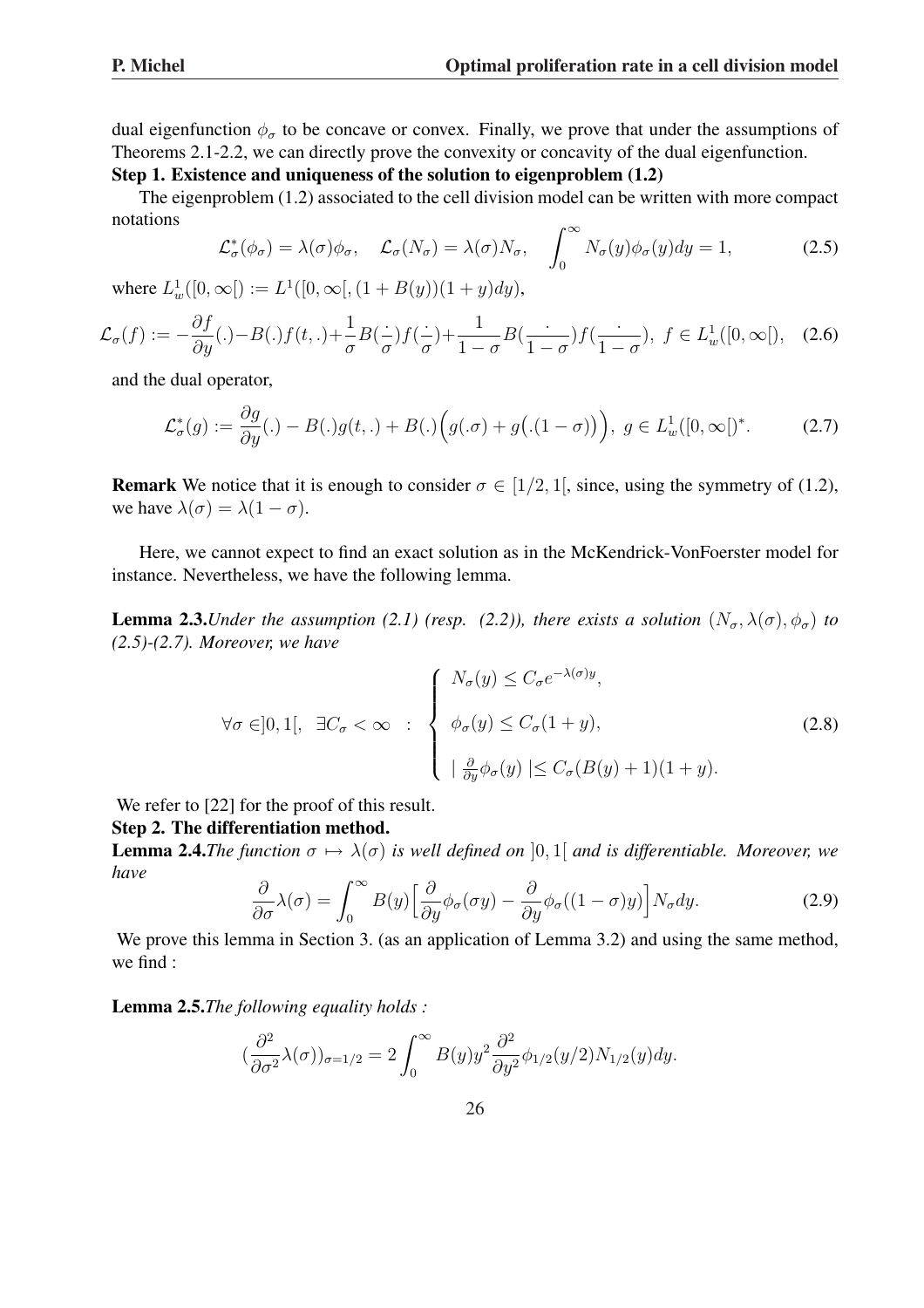dual eigenfunction $\phi_\sigma$ to be concave or convex. Finally, we prove that under the assumptions of Theorems 2.1-2.2, we can directly prove the convexity or concavity of the dual eigenfunction.

**Step 1. Existence and uniqueness of the solution to eigenproblem (1.2)**

The eigenproblem (1.2) associated to the cell division model can be written with more compact notations

$$\mathcal{L}_\sigma^*(\phi_\sigma) = \lambda(\sigma)\phi_\sigma, \quad \mathcal{L}_\sigma(N_\sigma) = \lambda(\sigma)N_\sigma, \quad \int_0^\infty N_\sigma(y)\phi_\sigma(y)dy = 1, \tag{2.5}$$

where $L_w^1([0,\infty[) := L^1([0,\infty[,(1+B(y))(1+y)dy)$,

$$\mathcal{L}_\sigma(f) := -\frac{\partial f}{\partial y}(.) - B(.)f(t,.) + \frac{1}{\sigma}B(\frac{.}{\sigma})f(\frac{.}{\sigma}) + \frac{1}{1-\sigma}B(\frac{.}{1-\sigma})f(\frac{.}{1-\sigma}), \ f \in L_w^1([0,\infty[), \tag{2.6}$$

and the dual operator,

$$\mathcal{L}_\sigma^*(g) := \frac{\partial g}{\partial y}(.) - B(.)g(t,.) + B(.)\Big(g(.\sigma) + g\big(.(1-\sigma)\big)\Big), \ g \in L_w^1([0,\infty[)^*. \tag{2.7}$$

**Remark** We notice that it is enough to consider $\sigma \in [1/2, 1[$, since, using the symmetry of (1.2), we have $\lambda(\sigma) = \lambda(1-\sigma)$.

Here, we cannot expect to find an exact solution as in the McKendrick-VonFoerster model for instance. Nevertheless, we have the following lemma.

**Lemma 2.3.** *Under the assumption (2.1) (resp. (2.2)), there exists a solution $(N_\sigma, \lambda(\sigma), \phi_\sigma)$ to (2.5)-(2.7). Moreover, we have*

$$\forall \sigma \in ]0,1[, \quad \exists C_\sigma < \infty \quad : \quad \begin{cases} N_\sigma(y) \leq C_\sigma e^{-\lambda(\sigma)y}, \\ \\ \phi_\sigma(y) \leq C_\sigma(1+y), \\ \\ \mid \frac{\partial}{\partial y}\phi_\sigma(y) \mid \leq C_\sigma(B(y)+1)(1+y). \end{cases} \tag{2.8}$$

We refer to [22] for the proof of this result.

**Step 2. The differentiation method.**

**Lemma 2.4.** *The function $\sigma \mapsto \lambda(\sigma)$ is well defined on $]0,1[$ and is differentiable. Moreover, we have*

$$\frac{\partial}{\partial \sigma}\lambda(\sigma) = \int_0^\infty B(y)\Big[\frac{\partial}{\partial y}\phi_\sigma(\sigma y) - \frac{\partial}{\partial y}\phi_\sigma((1-\sigma)y)\Big]N_\sigma dy. \tag{2.9}$$

We prove this lemma in Section 3. (as an application of Lemma 3.2) and using the same method, we find :

**Lemma 2.5.** *The following equality holds :*

$$(\frac{\partial^2}{\partial \sigma^2}\lambda(\sigma))_{\sigma=1/2} = 2\int_0^\infty B(y)y^2\frac{\partial^2}{\partial y^2}\phi_{1/2}(y/2)N_{1/2}(y)dy.$$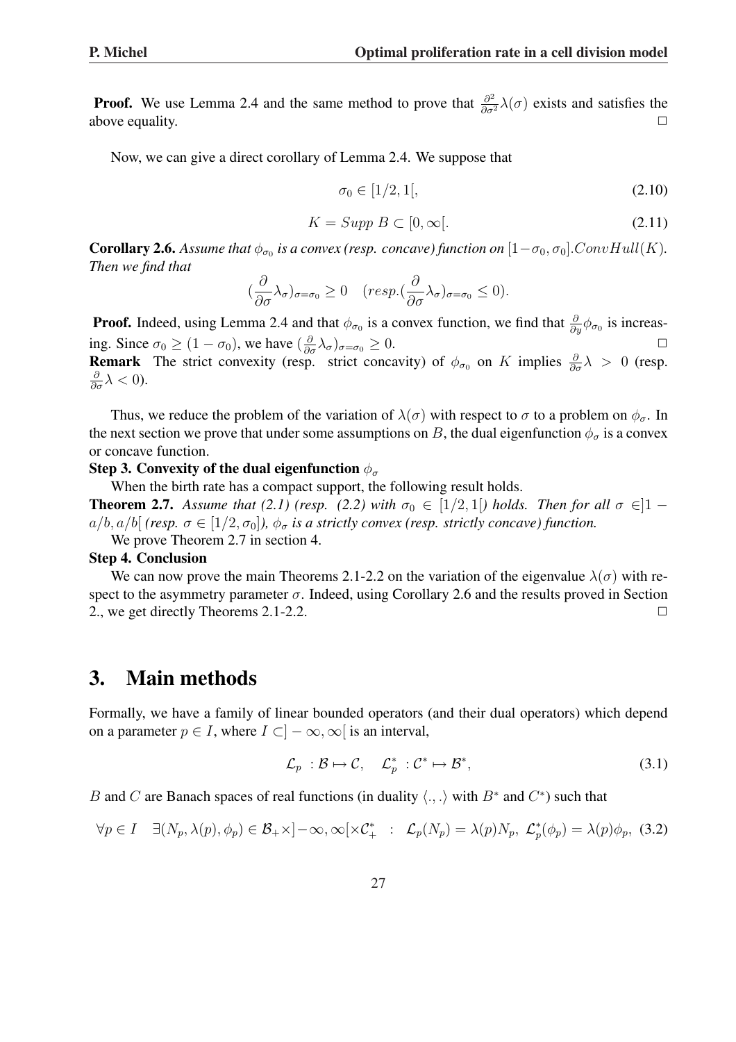**Proof.** We use Lemma 2.4 and the same method to prove that $\frac{\partial^2}{\partial\sigma^2}\lambda(\sigma)$ exists and satisfies the above equality. $\square$

Now, we can give a direct corollary of Lemma 2.4. We suppose that

$$\sigma_0 \in [1/2, 1[, \tag{2.10}$$

$$K = Supp\ B \subset [0, \infty[. \tag{2.11}$$

**Corollary 2.6.** *Assume that $\phi_{\sigma_0}$ is a convex (resp. concave) function on $[1-\sigma_0, \sigma_0].ConvHull(K)$. Then we find that*

$$(\frac{\partial}{\partial\sigma}\lambda_\sigma)_{\sigma=\sigma_0} \geq 0 \quad (resp.(\frac{\partial}{\partial\sigma}\lambda_\sigma)_{\sigma=\sigma_0} \leq 0).$$

**Proof.** Indeed, using Lemma 2.4 and that $\phi_{\sigma_0}$ is a convex function, we find that $\frac{\partial}{\partial y}\phi_{\sigma_0}$ is increasing. Since $\sigma_0 \geq (1-\sigma_0)$, we have $(\frac{\partial}{\partial\sigma}\lambda_\sigma)_{\sigma=\sigma_0} \geq 0$. $\square$

**Remark** The strict convexity (resp. strict concavity) of $\phi_{\sigma_0}$ on $K$ implies $\frac{\partial}{\partial\sigma}\lambda > 0$ (resp. $\frac{\partial}{\partial\sigma}\lambda < 0$).

Thus, we reduce the problem of the variation of $\lambda(\sigma)$ with respect to $\sigma$ to a problem on $\phi_\sigma$. In the next section we prove that under some assumptions on $B$, the dual eigenfunction $\phi_\sigma$ is a convex or concave function.

**Step 3. Convexity of the dual eigenfunction $\phi_\sigma$**

When the birth rate has a compact support, the following result holds.

**Theorem 2.7.** *Assume that (2.1) (resp. (2.2) with $\sigma_0 \in [1/2, 1[$) holds. Then for all $\sigma \in ]1-a/b, a/b[$ (resp. $\sigma \in [1/2, \sigma_0]$), $\phi_\sigma$ is a strictly convex (resp. strictly concave) function.*

We prove Theorem 2.7 in section 4.

**Step 4. Conclusion**

We can now prove the main Theorems 2.1-2.2 on the variation of the eigenvalue $\lambda(\sigma)$ with respect to the asymmetry parameter $\sigma$. Indeed, using Corollary 2.6 and the results proved in Section 2., we get directly Theorems 2.1-2.2. $\square$

## 3. Main methods

Formally, we have a family of linear bounded operators (and their dual operators) which depend on a parameter $p \in I$, where $I \subset ]-\infty, \infty[$ is an interval,

$$\mathcal{L}_p\ : \mathcal{B} \mapsto \mathcal{C}, \quad \mathcal{L}_p^*\ : \mathcal{C}^* \mapsto \mathcal{B}^*, \tag{3.1}$$

$B$ and $C$ are Banach spaces of real functions (in duality $\langle .,. \rangle$ with $B^*$ and $C^*$) such that

$$\forall p \in I \quad \exists (N_p, \lambda(p), \phi_p) \in \mathcal{B}_+ \times ]-\infty, \infty[ \times \mathcal{C}_+^* \ : \ \mathcal{L}_p(N_p) = \lambda(p) N_p,\ \mathcal{L}_p^*(\phi_p) = \lambda(p)\phi_p, \tag{3.2}$$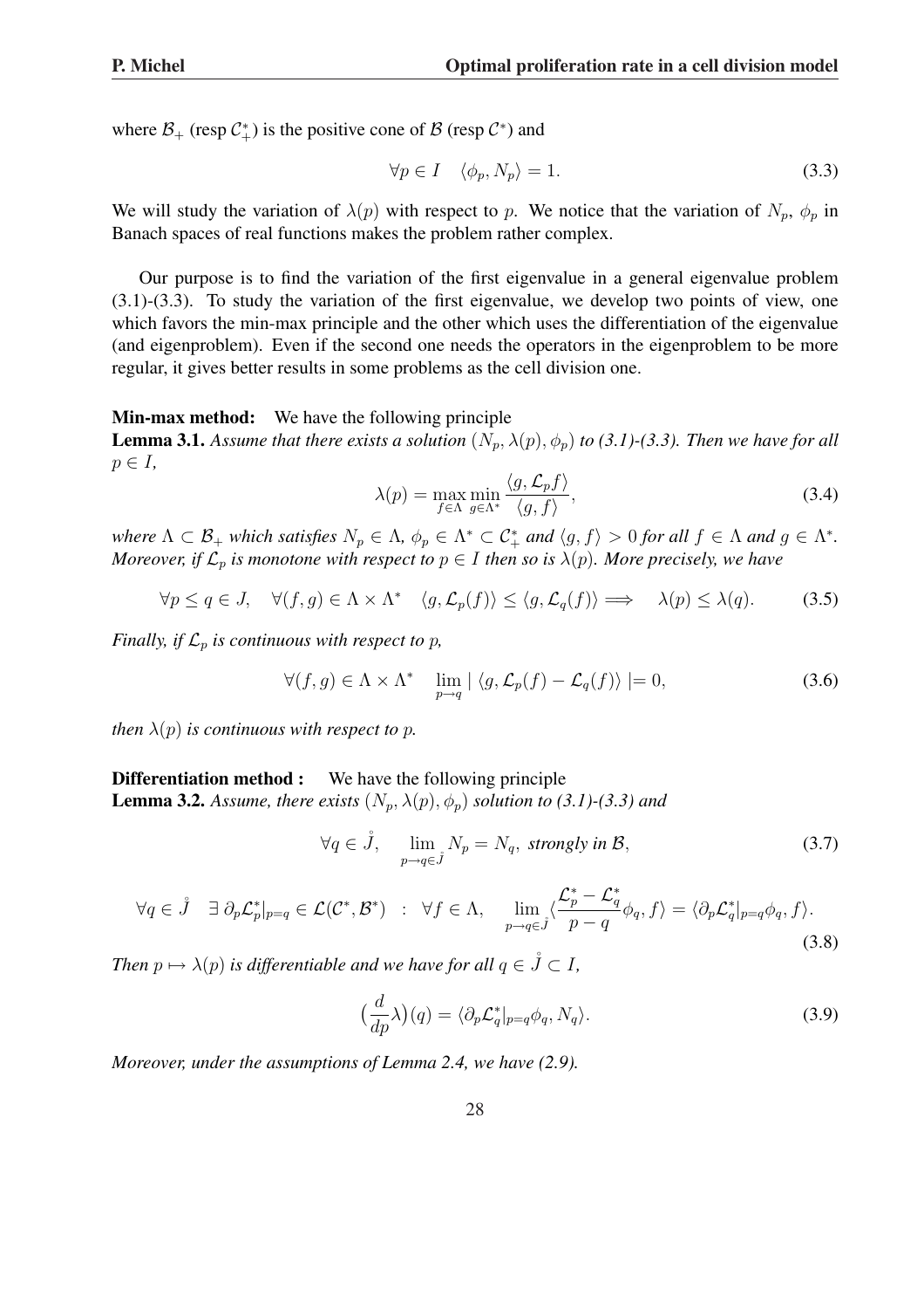where $\mathcal{B}_+$ (resp $\mathcal{C}^*_+$) is the positive cone of $\mathcal{B}$ (resp $\mathcal{C}^*$) and

$$\forall p \in I \quad \langle \phi_p, N_p \rangle = 1. \tag{3.3}$$

We will study the variation of $\lambda(p)$ with respect to $p$. We notice that the variation of $N_p$, $\phi_p$ in Banach spaces of real functions makes the problem rather complex.

Our purpose is to find the variation of the first eigenvalue in a general eigenvalue problem (3.1)-(3.3). To study the variation of the first eigenvalue, we develop two points of view, one which favors the min-max principle and the other which uses the differentiation of the eigenvalue (and eigenproblem). Even if the second one needs the operators in the eigenproblem to be more regular, it gives better results in some problems as the cell division one.

**Min-max method:** We have the following principle

**Lemma 3.1.** *Assume that there exists a solution $(N_p, \lambda(p), \phi_p)$ to (3.1)-(3.3). Then we have for all $p \in I$,*

$$\lambda(p) = \max_{f \in \Lambda} \min_{g \in \Lambda^*} \frac{\langle g, \mathcal{L}_p f \rangle}{\langle g, f \rangle}, \tag{3.4}$$

*where $\Lambda \subset \mathcal{B}_+$ which satisfies $N_p \in \Lambda$, $\phi_p \in \Lambda^* \subset \mathcal{C}^*_+$ and $\langle g, f \rangle > 0$ for all $f \in \Lambda$ and $g \in \Lambda^*$. Moreover, if $\mathcal{L}_p$ is monotone with respect to $p \in I$ then so is $\lambda(p)$. More precisely, we have*

$$\forall p \leq q \in J, \quad \forall (f, g) \in \Lambda \times \Lambda^* \quad \langle g, \mathcal{L}_p(f) \rangle \leq \langle g, \mathcal{L}_q(f) \rangle \Longrightarrow \quad \lambda(p) \leq \lambda(q). \tag{3.5}$$

*Finally, if $\mathcal{L}_p$ is continuous with respect to $p$,*

$$\forall (f, g) \in \Lambda \times \Lambda^* \quad \lim_{p \to q} | \langle g, \mathcal{L}_p(f) - \mathcal{L}_q(f) \rangle | = 0, \tag{3.6}$$

*then $\lambda(p)$ is continuous with respect to $p$.*

**Differentiation method :** We have the following principle

**Lemma 3.2.** *Assume, there exists $(N_p, \lambda(p), \phi_p)$ solution to (3.1)-(3.3) and*

$$\forall q \in \mathring{J}, \quad \lim_{p \to q \in \mathring{J}} N_p = N_q, \text{ strongly in } \mathcal{B}, \tag{3.7}$$

$$\forall q \in \mathring{J} \quad \exists \, \partial_p \mathcal{L}^*_p|_{p=q} \in \mathcal{L}(\mathcal{C}^*, \mathcal{B}^*) \quad : \quad \forall f \in \Lambda, \quad \lim_{p \to q \in \mathring{J}} \langle \frac{\mathcal{L}^*_p - \mathcal{L}^*_q}{p - q} \phi_q, f \rangle = \langle \partial_p \mathcal{L}^*_q|_{p=q} \phi_q, f \rangle. \tag{3.8}$$

*Then $p \mapsto \lambda(p)$ is differentiable and we have for all $q \in \mathring{J} \subset I$,*

$$\big(\frac{d}{dp} \lambda\big)(q) = \langle \partial_p \mathcal{L}^*_q|_{p=q} \phi_q, N_q \rangle. \tag{3.9}$$

*Moreover, under the assumptions of Lemma 2.4, we have (2.9).*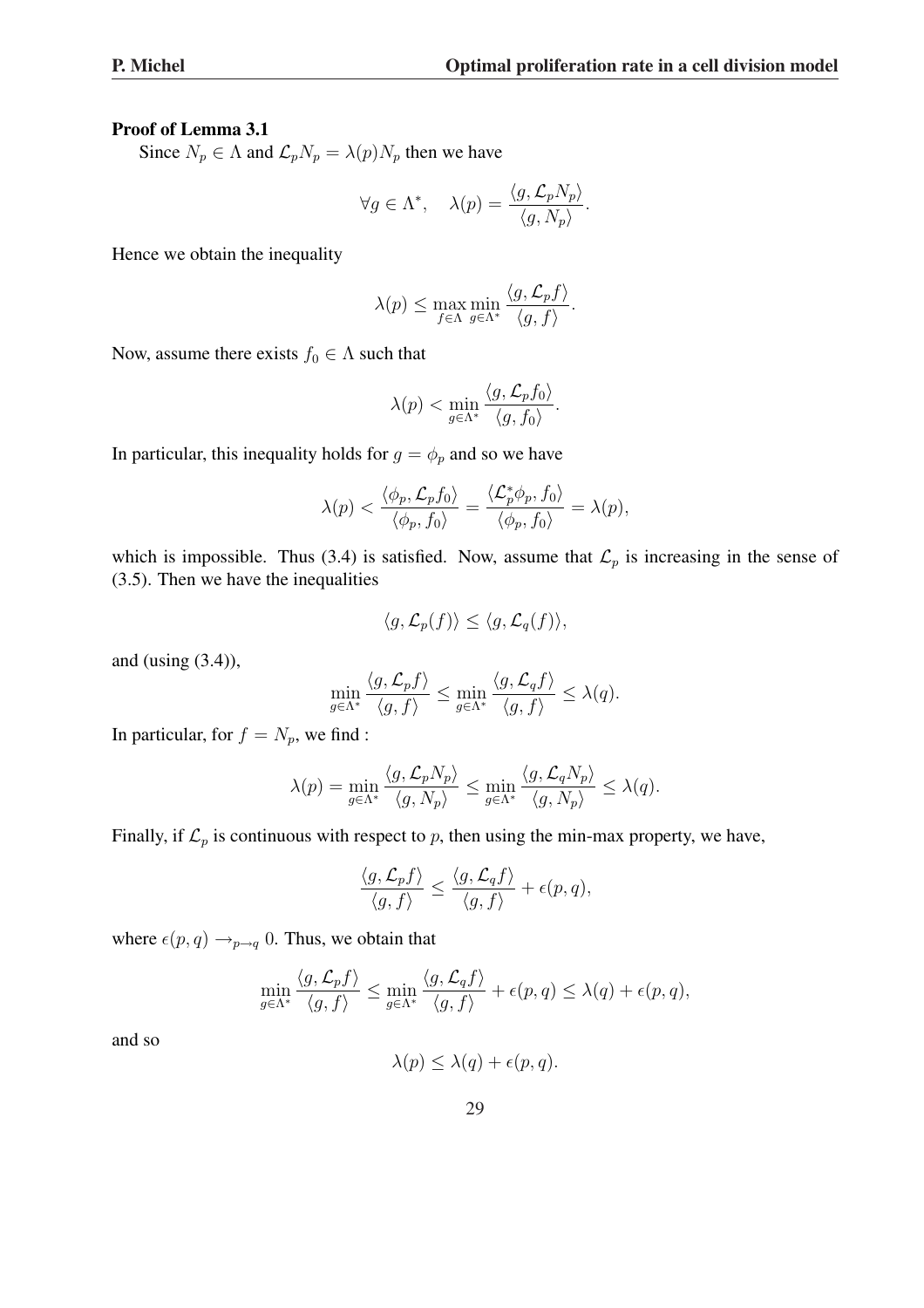**Proof of Lemma 3.1**

Since $N_p \in \Lambda$ and $\mathcal{L}_p N_p = \lambda(p) N_p$ then we have

$$\forall g \in \Lambda^*, \quad \lambda(p) = \frac{\langle g, \mathcal{L}_p N_p \rangle}{\langle g, N_p \rangle}.$$

Hence we obtain the inequality

$$\lambda(p) \leq \max_{f \in \Lambda} \min_{g \in \Lambda^*} \frac{\langle g, \mathcal{L}_p f \rangle}{\langle g, f \rangle}.$$

Now, assume there exists $f_0 \in \Lambda$ such that

$$\lambda(p) < \min_{g \in \Lambda^*} \frac{\langle g, \mathcal{L}_p f_0 \rangle}{\langle g, f_0 \rangle}.$$

In particular, this inequality holds for $g = \phi_p$ and so we have

$$\lambda(p) < \frac{\langle \phi_p, \mathcal{L}_p f_0 \rangle}{\langle \phi_p, f_0 \rangle} = \frac{\langle \mathcal{L}_p^* \phi_p, f_0 \rangle}{\langle \phi_p, f_0 \rangle} = \lambda(p),$$

which is impossible. Thus (3.4) is satisfied. Now, assume that $\mathcal{L}_p$ is increasing in the sense of (3.5). Then we have the inequalities

$$\langle g, \mathcal{L}_p(f) \rangle \leq \langle g, \mathcal{L}_q(f) \rangle,$$

and (using (3.4)),

$$\min_{g \in \Lambda^*} \frac{\langle g, \mathcal{L}_p f \rangle}{\langle g, f \rangle} \leq \min_{g \in \Lambda^*} \frac{\langle g, \mathcal{L}_q f \rangle}{\langle g, f \rangle} \leq \lambda(q).$$

In particular, for $f = N_p$, we find :

$$\lambda(p) = \min_{g \in \Lambda^*} \frac{\langle g, \mathcal{L}_p N_p \rangle}{\langle g, N_p \rangle} \leq \min_{g \in \Lambda^*} \frac{\langle g, \mathcal{L}_q N_p \rangle}{\langle g, N_p \rangle} \leq \lambda(q).$$

Finally, if $\mathcal{L}_p$ is continuous with respect to $p$, then using the min-max property, we have,

$$\frac{\langle g, \mathcal{L}_p f \rangle}{\langle g, f \rangle} \leq \frac{\langle g, \mathcal{L}_q f \rangle}{\langle g, f \rangle} + \epsilon(p, q),$$

where $\epsilon(p, q) \rightarrow_{p \rightarrow q} 0$. Thus, we obtain that

$$\min_{g \in \Lambda^*} \frac{\langle g, \mathcal{L}_p f \rangle}{\langle g, f \rangle} \leq \min_{g \in \Lambda^*} \frac{\langle g, \mathcal{L}_q f \rangle}{\langle g, f \rangle} + \epsilon(p, q) \leq \lambda(q) + \epsilon(p, q),$$

and so

$$\lambda(p) \leq \lambda(q) + \epsilon(p, q).$$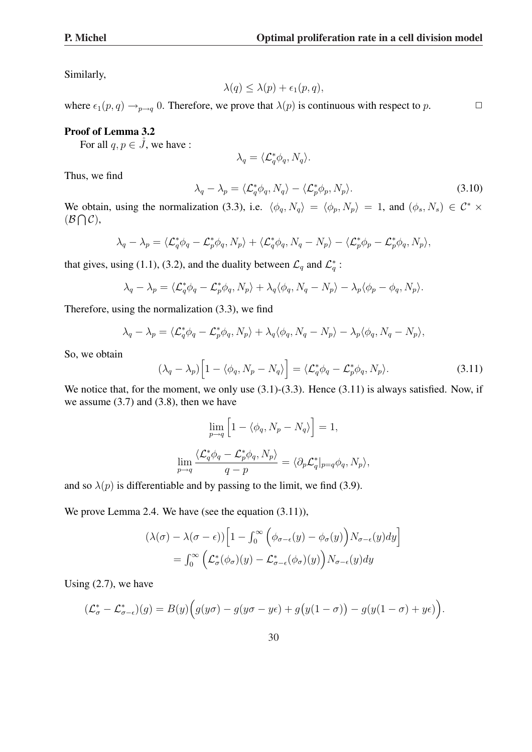Similarly,

$$\lambda(q) \leq \lambda(p) + \epsilon_1(p,q),$$

where $\epsilon_1(p,q) \to_{p\to q} 0$. Therefore, we prove that $\lambda(p)$ is continuous with respect to $p$. $\square$

**Proof of Lemma 3.2**

For all $q, p \in \mathring{J}$, we have :

$$\lambda_q = \langle \mathcal{L}_q^* \phi_q, N_q \rangle.$$

Thus, we find

$$\lambda_q - \lambda_p = \langle \mathcal{L}_q^* \phi_q, N_q \rangle - \langle \mathcal{L}_p^* \phi_p, N_p \rangle. \tag{3.10}$$

We obtain, using the normalization (3.3), i.e. $\langle \phi_q, N_q \rangle = \langle \phi_p, N_p \rangle = 1$, and $(\phi_s, N_s) \in \mathcal{C}^* \times (\mathcal{B} \bigcap \mathcal{C})$,

$$\lambda_q - \lambda_p = \langle \mathcal{L}_q^* \phi_q - \mathcal{L}_p^* \phi_q, N_p \rangle + \langle \mathcal{L}_q^* \phi_q, N_q - N_p \rangle - \langle \mathcal{L}_p^* \phi_p - \mathcal{L}_p^* \phi_q, N_p \rangle,$$

that gives, using (1.1), (3.2), and the duality between $\mathcal{L}_q$ and $\mathcal{L}_q^*$ :

$$\lambda_q - \lambda_p = \langle \mathcal{L}_q^* \phi_q - \mathcal{L}_p^* \phi_q, N_p \rangle + \lambda_q \langle \phi_q, N_q - N_p \rangle - \lambda_p \langle \phi_p - \phi_q, N_p \rangle.$$

Therefore, using the normalization (3.3), we find

$$\lambda_q - \lambda_p = \langle \mathcal{L}_q^* \phi_q - \mathcal{L}_p^* \phi_q, N_p \rangle + \lambda_q \langle \phi_q, N_q - N_p \rangle - \lambda_p \langle \phi_q, N_q - N_p \rangle,$$

So, we obtain

$$(\lambda_q - \lambda_p) \Big[ 1 - \langle \phi_q, N_p - N_q \rangle \Big] = \langle \mathcal{L}_q^* \phi_q - \mathcal{L}_p^* \phi_q, N_p \rangle. \tag{3.11}$$

We notice that, for the moment, we only use (3.1)-(3.3). Hence (3.11) is always satisfied. Now, if we assume (3.7) and (3.8), then we have

$$\lim_{p\to q} \Big[ 1 - \langle \phi_q, N_p - N_q \rangle \Big] = 1,$$

$$\lim_{p\to q} \frac{\langle \mathcal{L}_q^* \phi_q - \mathcal{L}_p^* \phi_q, N_p \rangle}{q-p} = \langle \partial_p \mathcal{L}_q^* |_{p=q} \phi_q, N_p \rangle,$$

and so $\lambda(p)$ is differentiable and by passing to the limit, we find (3.9).

We prove Lemma 2.4. We have (see the equation (3.11)),

$$\begin{aligned}
(\lambda(\sigma) - \lambda(\sigma - \epsilon)) \Big[ 1 - \textstyle\int_0^\infty \Big( \phi_{\sigma-\epsilon}(y) - \phi_\sigma(y) \Big) N_{\sigma-\epsilon}(y) dy \Big] \\
= \textstyle\int_0^\infty \Big( \mathcal{L}_\sigma^*(\phi_\sigma)(y) - \mathcal{L}_{\sigma-\epsilon}^*(\phi_\sigma)(y) \Big) N_{\sigma-\epsilon}(y) dy
\end{aligned}$$

Using (2.7), we have

$$(\mathcal{L}_\sigma^* - \mathcal{L}_{\sigma-\epsilon}^*)(g) = B(y) \Big( g(y\sigma) - g(y\sigma - y\epsilon) + g\big(y(1-\sigma)\big) - g(y(1-\sigma) + y\epsilon) \Big).$$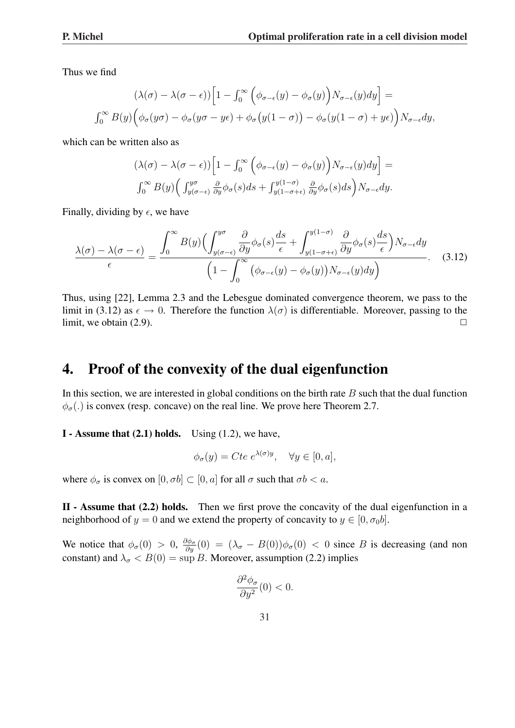Thus we find

$$
\begin{gathered}
(\lambda(\sigma)-\lambda(\sigma-\epsilon))\Big[1-\int_0^\infty\Big(\phi_{\sigma-\epsilon}(y)-\phi_\sigma(y)\Big)N_{\sigma-\epsilon}(y)dy\Big]=\\
\int_0^\infty B(y)\Big(\phi_\sigma(y\sigma)-\phi_\sigma(y\sigma-y\epsilon)+\phi_\sigma\big(y(1-\sigma)\big)-\phi_\sigma(y(1-\sigma)+y\epsilon)\Big)N_{\sigma-\epsilon}dy,
\end{gathered}
$$

which can be written also as

$$
\begin{gathered}
(\lambda(\sigma)-\lambda(\sigma-\epsilon))\Big[1-\int_0^\infty\Big(\phi_{\sigma-\epsilon}(y)-\phi_\sigma(y)\Big)N_{\sigma-\epsilon}(y)dy\Big]=\\
\int_0^\infty B(y)\Big(\int_{y(\sigma-\epsilon)}^{y\sigma}\frac{\partial}{\partial y}\phi_\sigma(s)ds+\int_{y(1-\sigma+\epsilon)}^{y(1-\sigma)}\frac{\partial}{\partial y}\phi_\sigma(s)ds\Big)N_{\sigma-\epsilon}dy.
\end{gathered}
$$

Finally, dividing by $\epsilon$, we have

$$
\frac{\lambda(\sigma)-\lambda(\sigma-\epsilon)}{\epsilon}=\frac{\displaystyle\int_0^\infty B(y)\Big(\int_{y(\sigma-\epsilon)}^{y\sigma}\frac{\partial}{\partial y}\phi_\sigma(s)\frac{ds}{\epsilon}+\int_{y(1-\sigma+\epsilon)}^{y(1-\sigma)}\frac{\partial}{\partial y}\phi_\sigma(s)\frac{ds}{\epsilon}\Big)N_{\sigma-\epsilon}dy}{\Big(1-\displaystyle\int_0^\infty\big(\phi_{\sigma-\epsilon}(y)-\phi_\sigma(y)\big)N_{\sigma-\epsilon}(y)dy\Big)}. \quad (3.12)
$$

Thus, using [22], Lemma 2.3 and the Lebesgue dominated convergence theorem, we pass to the limit in (3.12) as $\epsilon\to 0$. Therefore the function $\lambda(\sigma)$ is differentiable. Moreover, passing to the limit, we obtain (2.9). □

# 4. Proof of the convexity of the dual eigenfunction

In this section, we are interested in global conditions on the birth rate $B$ such that the dual function $\phi_\sigma(.)$ is convex (resp. concave) on the real line. We prove here Theorem 2.7.

**I - Assume that (2.1) holds.** Using (1.2), we have,

$$
\phi_\sigma(y)=Cte\ e^{\lambda(\sigma)y},\quad\forall y\in[0,a],
$$

where $\phi_\sigma$ is convex on $[0,\sigma b]\subset[0,a]$ for all $\sigma$ such that $\sigma b<a$.

**II - Assume that (2.2) holds.** Then we first prove the concavity of the dual eigenfunction in a neighborhood of $y=0$ and we extend the property of concavity to $y\in[0,\sigma_0 b]$.

We notice that $\phi_\sigma(0)>0$, $\frac{\partial\phi_\sigma}{\partial y}(0)=(\lambda_\sigma-B(0))\phi_\sigma(0)<0$ since $B$ is decreasing (and non constant) and $\lambda_\sigma<B(0)=\sup B$. Moreover, assumption (2.2) implies

$$
\frac{\partial^2\phi_\sigma}{\partial y^2}(0)<0.
$$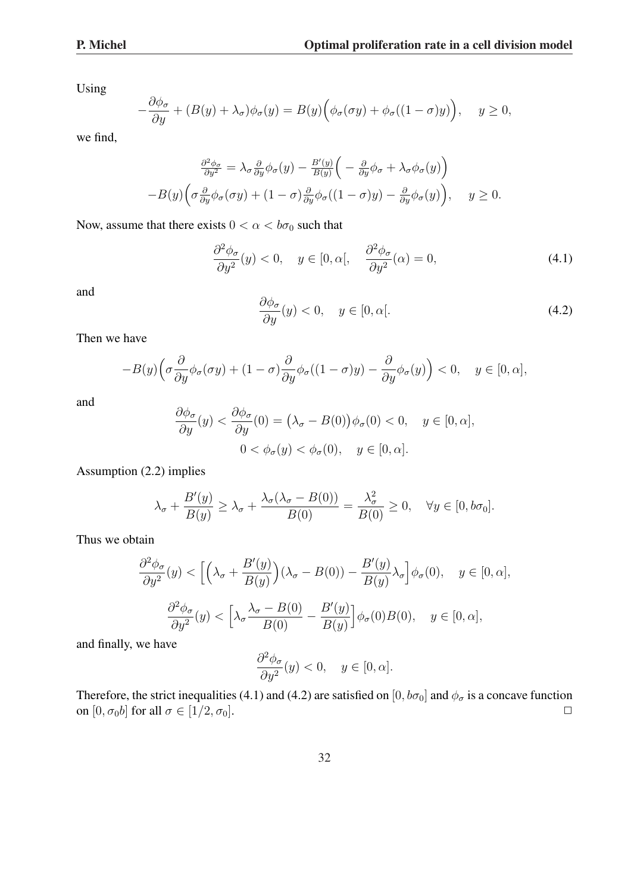Using

$$-\frac{\partial \phi_\sigma}{\partial y} + (B(y) + \lambda_\sigma)\phi_\sigma(y) = B(y)\Big(\phi_\sigma(\sigma y) + \phi_\sigma((1-\sigma)y)\Big), \quad y \geq 0,$$

we find,

$$\frac{\partial^2 \phi_\sigma}{\partial y^2} = \lambda_\sigma \frac{\partial}{\partial y}\phi_\sigma(y) - \frac{B'(y)}{B(y)}\Big( - \frac{\partial}{\partial y}\phi_\sigma + \lambda_\sigma \phi_\sigma(y)\Big)$$
$$-B(y)\Big(\sigma \frac{\partial}{\partial y}\phi_\sigma(\sigma y) + (1-\sigma)\frac{\partial}{\partial y}\phi_\sigma((1-\sigma)y) - \frac{\partial}{\partial y}\phi_\sigma(y)\Big), \quad y \geq 0.$$

Now, assume that there exists $0 < \alpha < b\sigma_0$ such that

$$\frac{\partial^2 \phi_\sigma}{\partial y^2}(y) < 0, \quad y \in [0, \alpha[, \quad \frac{\partial^2 \phi_\sigma}{\partial y^2}(\alpha) = 0, \tag{4.1}$$

and

$$\frac{\partial \phi_\sigma}{\partial y}(y) < 0, \quad y \in [0, \alpha[. \tag{4.2}$$

Then we have

$$-B(y)\Big(\sigma \frac{\partial}{\partial y}\phi_\sigma(\sigma y) + (1-\sigma)\frac{\partial}{\partial y}\phi_\sigma((1-\sigma)y) - \frac{\partial}{\partial y}\phi_\sigma(y)\Big) < 0, \quad y \in [0, \alpha],$$

and

$$\frac{\partial \phi_\sigma}{\partial y}(y) < \frac{\partial \phi_\sigma}{\partial y}(0) = \big(\lambda_\sigma - B(0)\big)\phi_\sigma(0) < 0, \quad y \in [0, \alpha],$$
$$0 < \phi_\sigma(y) < \phi_\sigma(0), \quad y \in [0, \alpha].$$

Assumption (2.2) implies

$$\lambda_\sigma + \frac{B'(y)}{B(y)} \geq \lambda_\sigma + \frac{\lambda_\sigma(\lambda_\sigma - B(0))}{B(0)} = \frac{\lambda_\sigma^2}{B(0)} \geq 0, \quad \forall y \in [0, b\sigma_0].$$

Thus we obtain

$$\frac{\partial^2 \phi_\sigma}{\partial y^2}(y) < \Big[\Big(\lambda_\sigma + \frac{B'(y)}{B(y)}\Big)(\lambda_\sigma - B(0)) - \frac{B'(y)}{B(y)}\lambda_\sigma\Big]\phi_\sigma(0), \quad y \in [0, \alpha],$$

$$\frac{\partial^2 \phi_\sigma}{\partial y^2}(y) < \Big[\lambda_\sigma \frac{\lambda_\sigma - B(0)}{B(0)} - \frac{B'(y)}{B(y)}\Big]\phi_\sigma(0)B(0), \quad y \in [0, \alpha],$$

and finally, we have

$$\frac{\partial^2 \phi_\sigma}{\partial y^2}(y) < 0, \quad y \in [0, \alpha].$$

Therefore, the strict inequalities (4.1) and (4.2) are satisfied on $[0, b\sigma_0]$ and $\phi_\sigma$ is a concave function on $[0, \sigma_0 b]$ for all $\sigma \in [1/2, \sigma_0]$. □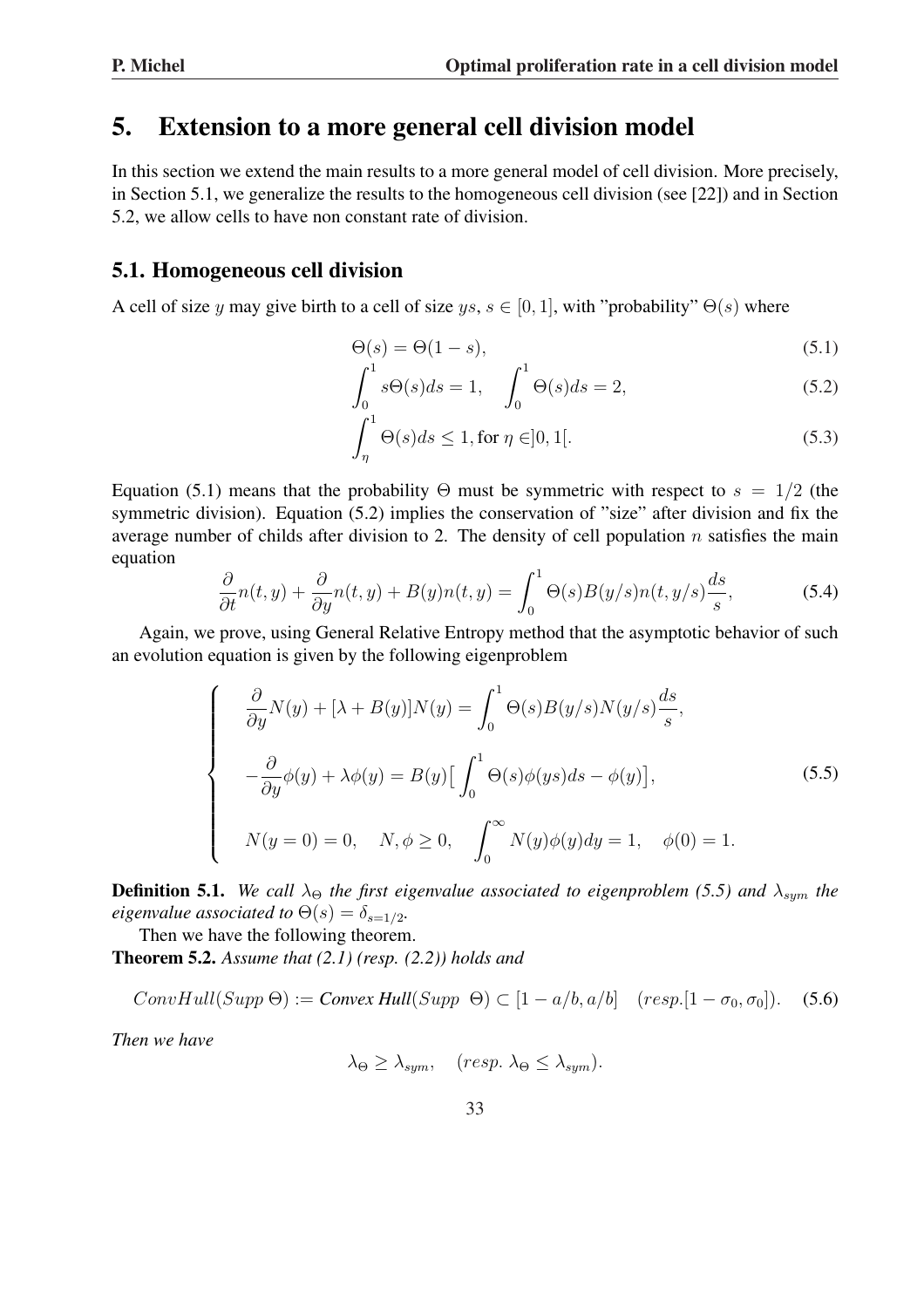# 5. Extension to a more general cell division model

In this section we extend the main results to a more general model of cell division. More precisely, in Section 5.1, we generalize the results to the homogeneous cell division (see [22]) and in Section 5.2, we allow cells to have non constant rate of division.

## 5.1. Homogeneous cell division

A cell of size $y$ may give birth to a cell of size $ys$, $s \in [0,1]$, with "probability" $\Theta(s)$ where

$$\Theta(s) = \Theta(1-s), \tag{5.1}$$

$$\int_0^1 s\Theta(s)ds = 1, \quad \int_0^1 \Theta(s)ds = 2, \tag{5.2}$$

$$\int_\eta^1 \Theta(s)ds \leq 1, \text{for } \eta \in ]0,1[. \tag{5.3}$$

Equation (5.1) means that the probability $\Theta$ must be symmetric with respect to $s = 1/2$ (the symmetric division). Equation (5.2) implies the conservation of "size" after division and fix the average number of childs after division to 2. The density of cell population $n$ satisfies the main equation

$$\frac{\partial}{\partial t}n(t,y) + \frac{\partial}{\partial y}n(t,y) + B(y)n(t,y) = \int_0^1 \Theta(s)B(y/s)n(t,y/s)\frac{ds}{s}, \tag{5.4}$$

Again, we prove, using General Relative Entropy method that the asymptotic behavior of such an evolution equation is given by the following eigenproblem

$$\begin{cases} \dfrac{\partial}{\partial y}N(y) + [\lambda + B(y)]N(y) = \displaystyle\int_0^1 \Theta(s)B(y/s)N(y/s)\frac{ds}{s}, \\ -\dfrac{\partial}{\partial y}\phi(y) + \lambda\phi(y) = B(y)\big[\displaystyle\int_0^1 \Theta(s)\phi(ys)ds - \phi(y)\big], \\ N(y=0) = 0, \quad N, \phi \geq 0, \quad \displaystyle\int_0^\infty N(y)\phi(y)dy = 1, \quad \phi(0) = 1. \end{cases} \tag{5.5}$$

**Definition 5.1.** *We call $\lambda_\Theta$ the first eigenvalue associated to eigenproblem (5.5) and $\lambda_{sym}$ the eigenvalue associated to $\Theta(s) = \delta_{s=1/2}$.*

Then we have the following theorem.

**Theorem 5.2.** *Assume that (2.1) (resp. (2.2)) holds and*

$$ConvHull(Supp\,\Theta) := \textbf{\textit{Convex Hull}}(Supp\ \Theta) \subset [1 - a/b, a/b] \quad (resp. [1-\sigma_0, \sigma_0]). \tag{5.6}$$

*Then we have*

$$\lambda_\Theta \geq \lambda_{sym}, \quad (resp.\ \lambda_\Theta \leq \lambda_{sym}).$$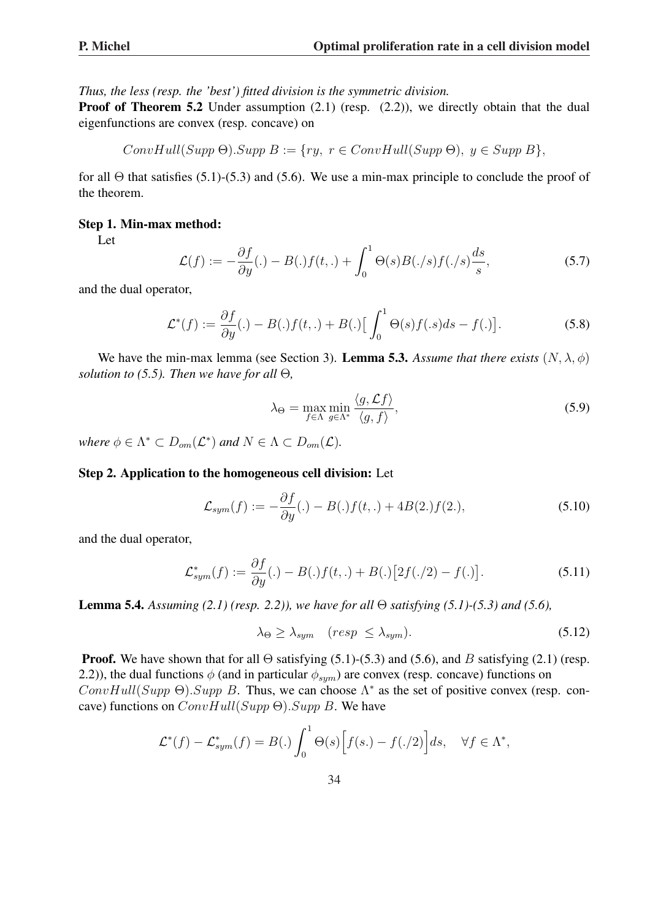*Thus, the less (resp. the 'best') fitted division is the symmetric division.*

**Proof of Theorem 5.2** Under assumption (2.1) (resp. (2.2)), we directly obtain that the dual eigenfunctions are convex (resp. concave) on

$$ConvHull(Supp\ \Theta).Supp\ B := \{ry,\ r \in ConvHull(Supp\ \Theta),\ y \in Supp\ B\},$$

for all $\Theta$ that satisfies (5.1)-(5.3) and (5.6). We use a min-max principle to conclude the proof of the theorem.

**Step 1. Min-max method:**

Let

$$\mathcal{L}(f) := -\frac{\partial f}{\partial y}(.) - B(.)f(t,.) + \int_0^1 \Theta(s)B(./s)f(./s)\frac{ds}{s}, \tag{5.7}$$

and the dual operator,

$$\mathcal{L}^*(f) := \frac{\partial f}{\partial y}(.) - B(.)f(t,.) + B(.)\big[\int_0^1 \Theta(s)f(.s)ds - f(.)\big]. \tag{5.8}$$

We have the min-max lemma (see Section 3). **Lemma 5.3.** *Assume that there exists $(N, \lambda, \phi)$ solution to (5.5). Then we have for all $\Theta$,*

$$\lambda_\Theta = \max_{f\in\Lambda}\min_{g\in\Lambda^*}\frac{\langle g, \mathcal{L}f\rangle}{\langle g, f\rangle}, \tag{5.9}$$

*where $\phi \in \Lambda^* \subset D_{om}(\mathcal{L}^*)$ and $N \in \Lambda \subset D_{om}(\mathcal{L})$.*

**Step 2. Application to the homogeneous cell division:** Let

$$\mathcal{L}_{sym}(f) := -\frac{\partial f}{\partial y}(.) - B(.)f(t,.) + 4B(2.)f(2.), \tag{5.10}$$

and the dual operator,

$$\mathcal{L}^*_{sym}(f) := \frac{\partial f}{\partial y}(.) - B(.)f(t,.) + B(.)\big[2f(./2) - f(.)\big]. \tag{5.11}$$

**Lemma 5.4.** *Assuming (2.1) (resp. 2.2)), we have for all $\Theta$ satisfying (5.1)-(5.3) and (5.6),*

$$\lambda_\Theta \geq \lambda_{sym} \quad (resp\ \leq \lambda_{sym}). \tag{5.12}$$

**Proof.** We have shown that for all $\Theta$ satisfying (5.1)-(5.3) and (5.6), and $B$ satisfying (2.1) (resp. 2.2)), the dual functions $\phi$ (and in particular $\phi_{sym}$) are convex (resp. concave) functions on $ConvHull(Supp\ \Theta).Supp\ B$. Thus, we can choose $\Lambda^*$ as the set of positive convex (resp. concave) functions on $ConvHull(Supp\ \Theta).Supp\ B$. We have

$$\mathcal{L}^*(f) - \mathcal{L}^*_{sym}(f) = B(.)\int_0^1 \Theta(s)\Big[f(s.) - f(./2)\Big]ds, \quad \forall f \in \Lambda^*,$$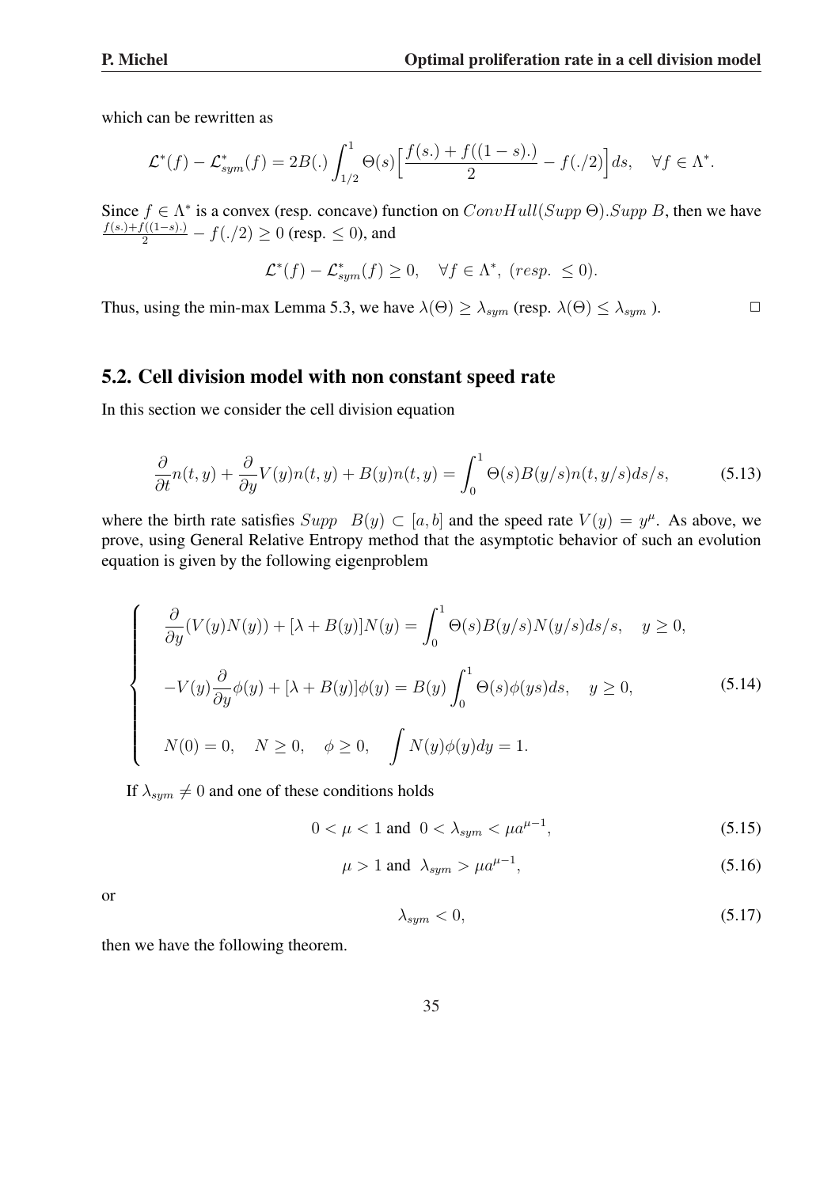which can be rewritten as

$$\mathcal{L}^*(f) - \mathcal{L}^*_{sym}(f) = 2B(.) \int_{1/2}^{1} \Theta(s) \Big[ \frac{f(s.) + f((1-s).)}{2} - f(./2) \Big] ds, \quad \forall f \in \Lambda^*.$$

Since $f \in \Lambda^*$ is a convex (resp. concave) function on $ConvHull(Supp\ \Theta).Supp\ B$, then we have $\frac{f(s.)+f((1-s).)}{2} - f(./2) \geq 0$ (resp. $\leq 0$), and

$$\mathcal{L}^*(f) - \mathcal{L}^*_{sym}(f) \geq 0, \quad \forall f \in \Lambda^*, \ (resp. \ \leq 0).$$

Thus, using the min-max Lemma 5.3, we have $\lambda(\Theta) \geq \lambda_{sym}$ (resp. $\lambda(\Theta) \leq \lambda_{sym}$ ). □

## 5.2. Cell division model with non constant speed rate

In this section we consider the cell division equation

$$\frac{\partial}{\partial t} n(t,y) + \frac{\partial}{\partial y} V(y) n(t,y) + B(y) n(t,y) = \int_0^1 \Theta(s) B(y/s) n(t, y/s) ds/s, \tag{5.13}$$

where the birth rate satisfies $Supp \quad B(y) \subset [a,b]$ and the speed rate $V(y) = y^{\mu}$. As above, we prove, using General Relative Entropy method that the asymptotic behavior of such an evolution equation is given by the following eigenproblem

$$\begin{cases} \dfrac{\partial}{\partial y}(V(y)N(y)) + [\lambda + B(y)]N(y) = \displaystyle\int_0^1 \Theta(s) B(y/s) N(y/s) ds/s, \quad y \geq 0, \\ -V(y) \dfrac{\partial}{\partial y} \phi(y) + [\lambda + B(y)]\phi(y) = B(y) \displaystyle\int_0^1 \Theta(s) \phi(ys) ds, \quad y \geq 0, \\ N(0) = 0, \quad N \geq 0, \quad \phi \geq 0, \quad \displaystyle\int N(y)\phi(y) dy = 1. \end{cases} \tag{5.14}$$

If $\lambda_{sym} \neq 0$ and one of these conditions holds

$$0 < \mu < 1 \text{ and } \ 0 < \lambda_{sym} < \mu a^{\mu - 1}, \tag{5.15}$$

$$\mu > 1 \text{ and } \ \lambda_{sym} > \mu a^{\mu - 1}, \tag{5.16}$$

or

$$\lambda_{sym} < 0, \tag{5.17}$$

then we have the following theorem.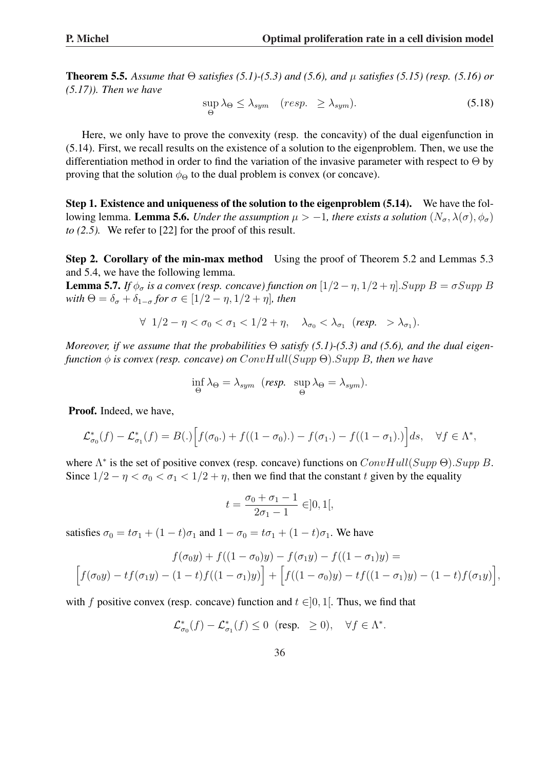**Theorem 5.5.** *Assume that $\Theta$ satisfies (5.1)-(5.3) and (5.6), and $\mu$ satisfies (5.15) (resp. (5.16) or (5.17)). Then we have*

$$\sup_{\Theta} \lambda_\Theta \leq \lambda_{sym} \quad (resp. \ \ \geq \lambda_{sym}). \tag{5.18}$$

Here, we only have to prove the convexity (resp. the concavity) of the dual eigenfunction in (5.14). First, we recall results on the existence of a solution to the eigenproblem. Then, we use the differentiation method in order to find the variation of the invasive parameter with respect to $\Theta$ by proving that the solution $\phi_\Theta$ to the dual problem is convex (or concave).

**Step 1. Existence and uniqueness of the solution to the eigenproblem (5.14).** We have the following lemma. **Lemma 5.6.** *Under the assumption $\mu > -1$, there exists a solution $(N_\sigma, \lambda(\sigma), \phi_\sigma)$ to (2.5).* We refer to [22] for the proof of this result.

**Step 2. Corollary of the min-max method** Using the proof of Theorem 5.2 and Lemmas 5.3 and 5.4, we have the following lemma.

**Lemma 5.7.** *If $\phi_\sigma$ is a convex (resp. concave) function on $[1/2-\eta, 1/2+\eta].Supp\ B = \sigma Supp\ B$ with $\Theta = \delta_\sigma + \delta_{1-\sigma}$ for $\sigma \in [1/2-\eta, 1/2+\eta]$, then*

$$\forall \ \ 1/2 - \eta < \sigma_0 < \sigma_1 < 1/2 + \eta, \quad \lambda_{\sigma_0} < \lambda_{\sigma_1} \ \ (\textit{resp.} \ \ > \lambda_{\sigma_1}).$$

*Moreover, if we assume that the probabilities $\Theta$ satisfy (5.1)-(5.3) and (5.6), and the dual eigenfunction $\phi$ is convex (resp. concave) on $ConvHull(Supp\ \Theta).Supp\ B$, then we have*

$$\inf_{\Theta} \lambda_\Theta = \lambda_{sym} \ \ (\textit{resp.} \ \ \sup_{\Theta} \lambda_\Theta = \lambda_{sym}).$$

**Proof.** Indeed, we have,

$$\mathcal{L}^*_{\sigma_0}(f) - \mathcal{L}^*_{\sigma_1}(f) = B(.)\Big[f(\sigma_0 .) + f((1-\sigma_0).) - f(\sigma_1 .) - f((1-\sigma_1).)\Big] ds, \quad \forall f \in \Lambda^*,$$

where $\Lambda^*$ is the set of positive convex (resp. concave) functions on $ConvHull(Supp\ \Theta).Supp\ B$. Since $1/2 - \eta < \sigma_0 < \sigma_1 < 1/2 + \eta$, then we find that the constant $t$ given by the equality

$$t = \frac{\sigma_0 + \sigma_1 - 1}{2\sigma_1 - 1} \in ]0,1[,$$

satisfies $\sigma_0 = t\sigma_1 + (1-t)\sigma_1$ and $1 - \sigma_0 = t\sigma_1 + (1-t)\sigma_1$. We have

$$f(\sigma_0 y) + f((1-\sigma_0)y) - f(\sigma_1 y) - f((1-\sigma_1)y) =$$
$$\Big[f(\sigma_0 y) - tf(\sigma_1 y) - (1-t)f((1-\sigma_1)y)\Big] + \Big[f((1-\sigma_0)y) - tf((1-\sigma_1)y) - (1-t)f(\sigma_1 y)\Big],$$

with $f$ positive convex (resp. concave) function and $t \in ]0,1[$. Thus, we find that

$$\mathcal{L}^*_{\sigma_0}(f) - \mathcal{L}^*_{\sigma_1}(f) \leq 0 \ \ (\text{resp.} \ \ \geq 0), \quad \forall f \in \Lambda^*.$$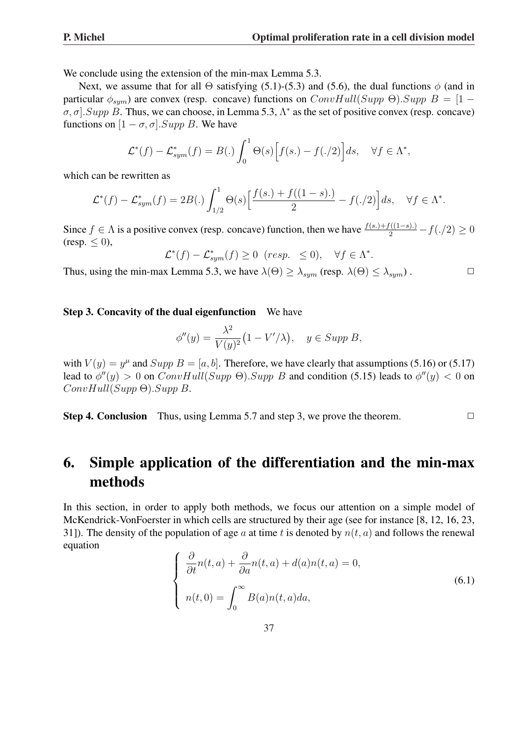We conclude using the extension of the min-max Lemma 5.3.

Next, we assume that for all $\Theta$ satisfying (5.1)-(5.3) and (5.6), the dual functions $\phi$ (and in particular $\phi_{sym}$) are convex (resp. concave) functions on $ConvHull(Supp\ \Theta).Supp\ B = [1-\sigma,\sigma].Supp\ B$. Thus, we can choose, in Lemma 5.3, $\Lambda^*$ as the set of positive convex (resp. concave) functions on $[1-\sigma,\sigma].Supp\ B$. We have

$$\mathcal{L}^*(f) - \mathcal{L}^*_{sym}(f) = B(.)\int_0^1 \Theta(s)\Big[f(s.) - f(./2)\Big]ds, \quad \forall f \in \Lambda^*,$$

which can be rewritten as

$$\mathcal{L}^*(f) - \mathcal{L}^*_{sym}(f) = 2B(.)\int_{1/2}^1 \Theta(s)\Big[\frac{f(s.) + f((1-s).)}{2} - f(./2)\Big]ds, \quad \forall f \in \Lambda^*.$$

Since $f \in \Lambda$ is a positive convex (resp. concave) function, then we have $\frac{f(s.)+f((1-s).)}{2} - f(./2) \geq 0$ (resp. $\leq 0$),

$$\mathcal{L}^*(f) - \mathcal{L}^*_{sym}(f) \geq 0 \ \ (resp. \ \ \leq 0), \quad \forall f \in \Lambda^*.$$

Thus, using the min-max Lemma 5.3, we have $\lambda(\Theta) \geq \lambda_{sym}$ (resp. $\lambda(\Theta) \leq \lambda_{sym}$) . $\square$

**Step 3. Concavity of the dual eigenfunction** We have

$$\phi''(y) = \frac{\lambda^2}{V(y)^2}\big(1 - V'/\lambda\big), \quad y \in Supp\ B,$$

with $V(y) = y^\mu$ and $Supp\ B = [a,b]$. Therefore, we have clearly that assumptions (5.16) or (5.17) lead to $\phi''(y) > 0$ on $ConvHull(Supp\ \Theta).Supp\ B$ and condition (5.15) leads to $\phi''(y) < 0$ on $ConvHull(Supp\ \Theta).Supp\ B$.

**Step 4. Conclusion** Thus, using Lemma 5.7 and step 3, we prove the theorem. $\square$

# 6. Simple application of the differentiation and the min-max methods

In this section, in order to apply both methods, we focus our attention on a simple model of McKendrick-VonFoerster in which cells are structured by their age (see for instance [8, 12, 16, 23, 31]). The density of the population of age $a$ at time $t$ is denoted by $n(t,a)$ and follows the renewal equation

$$\begin{cases} \dfrac{\partial}{\partial t}n(t,a) + \dfrac{\partial}{\partial a}n(t,a) + d(a)n(t,a) = 0, \\[2ex] n(t,0) = \displaystyle\int_0^\infty B(a)n(t,a)da, \end{cases} \tag{6.1}$$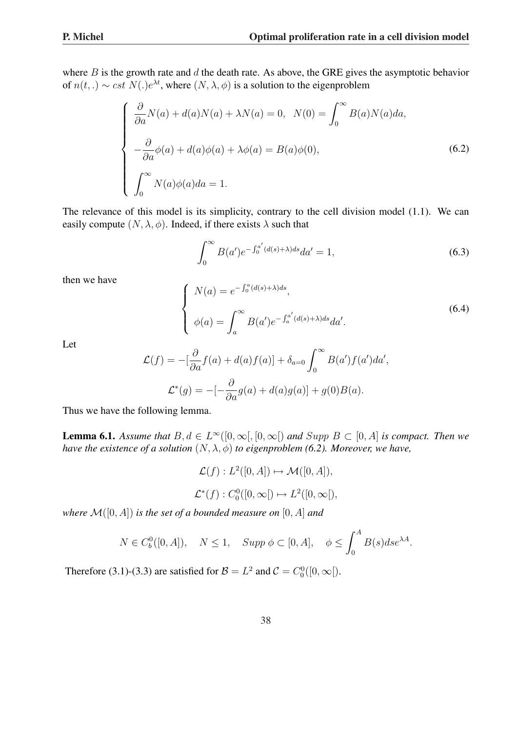where $B$ is the growth rate and $d$ the death rate. As above, the GRE gives the asymptotic behavior of $n(t,.) \sim cst\ N(.)e^{\lambda t}$, where $(N, \lambda, \phi)$ is a solution to the eigenproblem

$$
\begin{cases}
\dfrac{\partial}{\partial a}N(a) + d(a)N(a) + \lambda N(a) = 0, \quad N(0) = \displaystyle\int_0^\infty B(a)N(a)da, \\[2ex]
-\dfrac{\partial}{\partial a}\phi(a) + d(a)\phi(a) + \lambda\phi(a) = B(a)\phi(0), \\[2ex]
\displaystyle\int_0^\infty N(a)\phi(a)da = 1.
\end{cases}
\tag{6.2}
$$

The relevance of this model is its simplicity, contrary to the cell division model (1.1). We can easily compute $(N, \lambda, \phi)$. Indeed, if there exists $\lambda$ such that

$$
\int_0^\infty B(a')e^{-\int_0^{a'}(d(s)+\lambda)ds}da' = 1,
\tag{6.3}
$$

then we have

$$
\begin{cases}
N(a) = e^{-\int_0^a (d(s)+\lambda)ds}, \\[2ex]
\phi(a) = \displaystyle\int_a^\infty B(a')e^{-\int_a^{a'}(d(s)+\lambda)ds}da'.
\end{cases}
\tag{6.4}
$$

Let

$$
\mathcal{L}(f) = -[\frac{\partial}{\partial a}f(a) + d(a)f(a)] + \delta_{a=0}\int_0^\infty B(a')f(a')da',
$$

$$
\mathcal{L}^*(g) = -[-\frac{\partial}{\partial a}g(a) + d(a)g(a)] + g(0)B(a).
$$

Thus we have the following lemma.

**Lemma 6.1.** *Assume that $B, d \in L^\infty([0,\infty[, [0,\infty[)$ and $Supp\ B \subset [0, A]$ is compact. Then we have the existence of a solution $(N, \lambda, \phi)$ to eigenproblem (6.2). Moreover, we have,*

$$
\mathcal{L}(f) : L^2([0, A]) \mapsto \mathcal{M}([0, A]),
$$

$$
\mathcal{L}^*(f) : C_0^0([0,\infty[) \mapsto L^2([0,\infty[),
$$

*where $\mathcal{M}([0, A])$ is the set of a bounded measure on $[0, A]$ and*

$$
N \in C_b^0([0, A]), \quad N \leq 1, \quad Supp\ \phi \subset [0, A], \quad \phi \leq \int_0^A B(s)dse^{\lambda A}.
$$

Therefore (3.1)-(3.3) are satisfied for $\mathcal{B} = L^2$ and $\mathcal{C} = C_0^0([0,\infty[)$.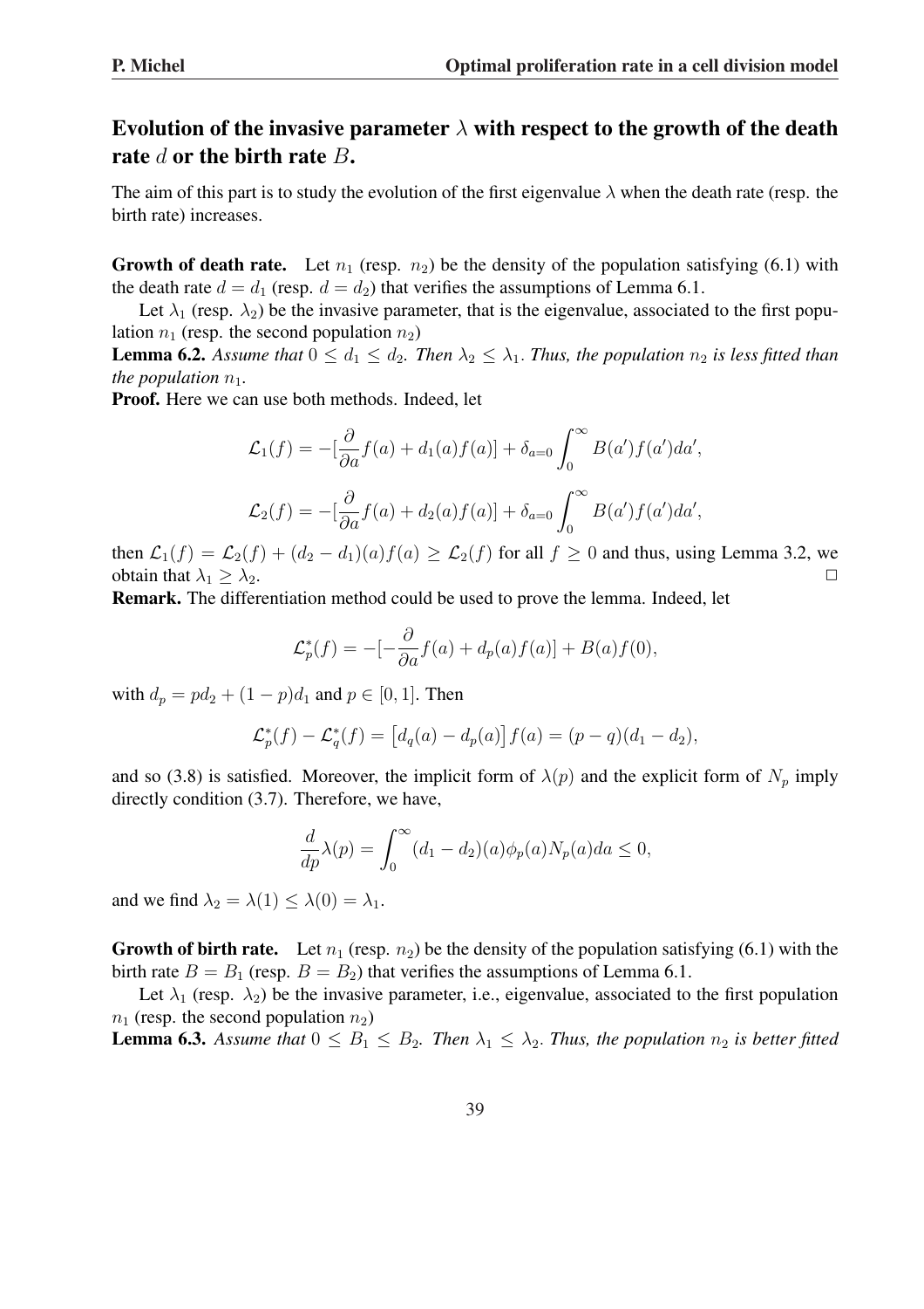## Evolution of the invasive parameter $\lambda$ with respect to the growth of the death rate $d$ or the birth rate $B$.

The aim of this part is to study the evolution of the first eigenvalue $\lambda$ when the death rate (resp. the birth rate) increases.

**Growth of death rate.** Let $n_1$ (resp. $n_2$) be the density of the population satisfying (6.1) with the death rate $d = d_1$ (resp. $d = d_2$) that verifies the assumptions of Lemma 6.1.

Let $\lambda_1$ (resp. $\lambda_2$) be the invasive parameter, that is the eigenvalue, associated to the first population $n_1$ (resp. the second population $n_2$)

**Lemma 6.2.** *Assume that $0 \leq d_1 \leq d_2$. Then $\lambda_2 \leq \lambda_1$. Thus, the population $n_2$ is less fitted than the population $n_1$.*

**Proof.** Here we can use both methods. Indeed, let

$$\mathcal{L}_1(f) = -[\frac{\partial}{\partial a} f(a) + d_1(a)f(a)] + \delta_{a=0} \int_0^\infty B(a')f(a')da',$$

$$\mathcal{L}_2(f) = -[\frac{\partial}{\partial a} f(a) + d_2(a)f(a)] + \delta_{a=0} \int_0^\infty B(a')f(a')da',$$

then $\mathcal{L}_1(f) = \mathcal{L}_2(f) + (d_2 - d_1)(a)f(a) \geq \mathcal{L}_2(f)$ for all $f \geq 0$ and thus, using Lemma 3.2, we obtain that $\lambda_1 \geq \lambda_2$. $\square$

**Remark.** The differentiation method could be used to prove the lemma. Indeed, let

$$\mathcal{L}_p^*(f) = -[-\frac{\partial}{\partial a} f(a) + d_p(a)f(a)] + B(a)f(0),$$

with $d_p = pd_2 + (1-p)d_1$ and $p \in [0,1]$. Then

$$\mathcal{L}_p^*(f) - \mathcal{L}_q^*(f) = \left[d_q(a) - d_p(a)\right]f(a) = (p-q)(d_1 - d_2),$$

and so (3.8) is satisfied. Moreover, the implicit form of $\lambda(p)$ and the explicit form of $N_p$ imply directly condition (3.7). Therefore, we have,

$$\frac{d}{dp}\lambda(p) = \int_0^\infty (d_1 - d_2)(a)\phi_p(a)N_p(a)da \leq 0,$$

and we find $\lambda_2 = \lambda(1) \leq \lambda(0) = \lambda_1$.

**Growth of birth rate.** Let $n_1$ (resp. $n_2$) be the density of the population satisfying (6.1) with the birth rate $B = B_1$ (resp. $B = B_2$) that verifies the assumptions of Lemma 6.1.

Let $\lambda_1$ (resp. $\lambda_2$) be the invasive parameter, i.e., eigenvalue, associated to the first population $n_1$ (resp. the second population $n_2$)

**Lemma 6.3.** *Assume that $0 \leq B_1 \leq B_2$. Then $\lambda_1 \leq \lambda_2$. Thus, the population $n_2$ is better fitted*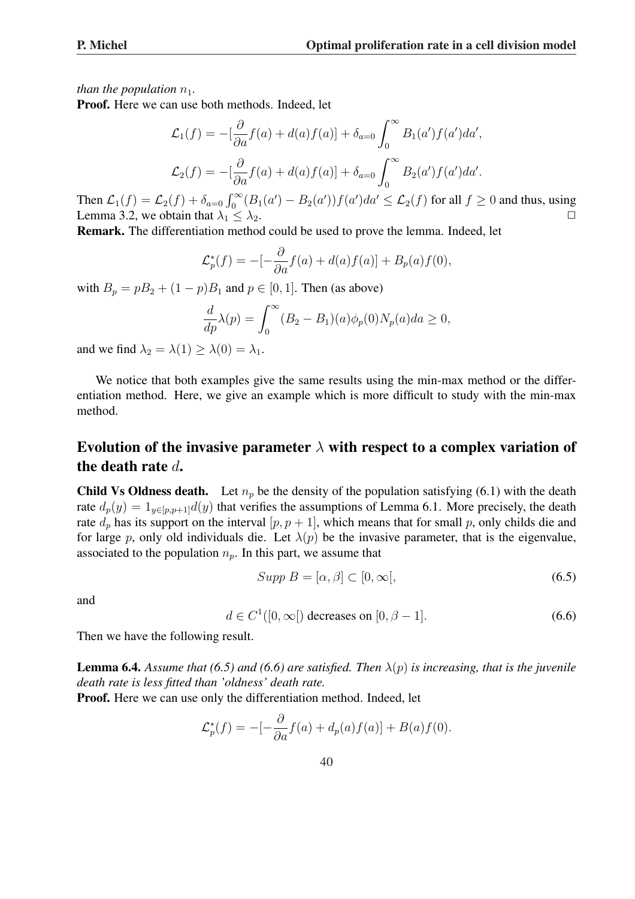*than the population $n_1$.*

**Proof.** Here we can use both methods. Indeed, let

$$\mathcal{L}_1(f) = -[\frac{\partial}{\partial a}f(a) + d(a)f(a)] + \delta_{a=0}\int_0^\infty B_1(a')f(a')da',$$

$$\mathcal{L}_2(f) = -[\frac{\partial}{\partial a}f(a) + d(a)f(a)] + \delta_{a=0}\int_0^\infty B_2(a')f(a')da'.$$

Then $\mathcal{L}_1(f) = \mathcal{L}_2(f) + \delta_{a=0}\int_0^\infty (B_1(a') - B_2(a'))f(a')da' \leq \mathcal{L}_2(f)$ for all $f \geq 0$ and thus, using Lemma 3.2, we obtain that $\lambda_1 \leq \lambda_2$. □

**Remark.** The differentiation method could be used to prove the lemma. Indeed, let

$$\mathcal{L}_p^*(f) = -[-\frac{\partial}{\partial a}f(a) + d(a)f(a)] + B_p(a)f(0),$$

with $B_p = pB_2 + (1-p)B_1$ and $p \in [0,1]$. Then (as above)

$$\frac{d}{dp}\lambda(p) = \int_0^\infty (B_2 - B_1)(a)\phi_p(0)N_p(a)da \geq 0,$$

and we find $\lambda_2 = \lambda(1) \geq \lambda(0) = \lambda_1$.

We notice that both examples give the same results using the min-max method or the differentiation method. Here, we give an example which is more difficult to study with the min-max method.

## Evolution of the invasive parameter $\lambda$ with respect to a complex variation of the death rate $d$.

**Child Vs Oldness death.** Let $n_p$ be the density of the population satisfying (6.1) with the death rate $d_p(y) = 1_{y\in[p,p+1]}d(y)$ that verifies the assumptions of Lemma 6.1. More precisely, the death rate $d_p$ has its support on the interval $[p, p+1]$, which means that for small $p$, only childs die and for large $p$, only old individuals die. Let $\lambda(p)$ be the invasive parameter, that is the eigenvalue, associated to the population $n_p$. In this part, we assume that

$$Supp\ B = [\alpha, \beta] \subset [0, \infty[, \tag{6.5}$$

and

$$d \in C^1([0,\infty[) \text{ decreases on } [0, \beta - 1]. \tag{6.6}$$

Then we have the following result.

**Lemma 6.4.** *Assume that (6.5) and (6.6) are satisfied. Then $\lambda(p)$ is increasing, that is the juvenile death rate is less fitted than 'oldness' death rate.*

**Proof.** Here we can use only the differentiation method. Indeed, let

$$\mathcal{L}_p^*(f) = -[-\frac{\partial}{\partial a}f(a) + d_p(a)f(a)] + B(a)f(0).$$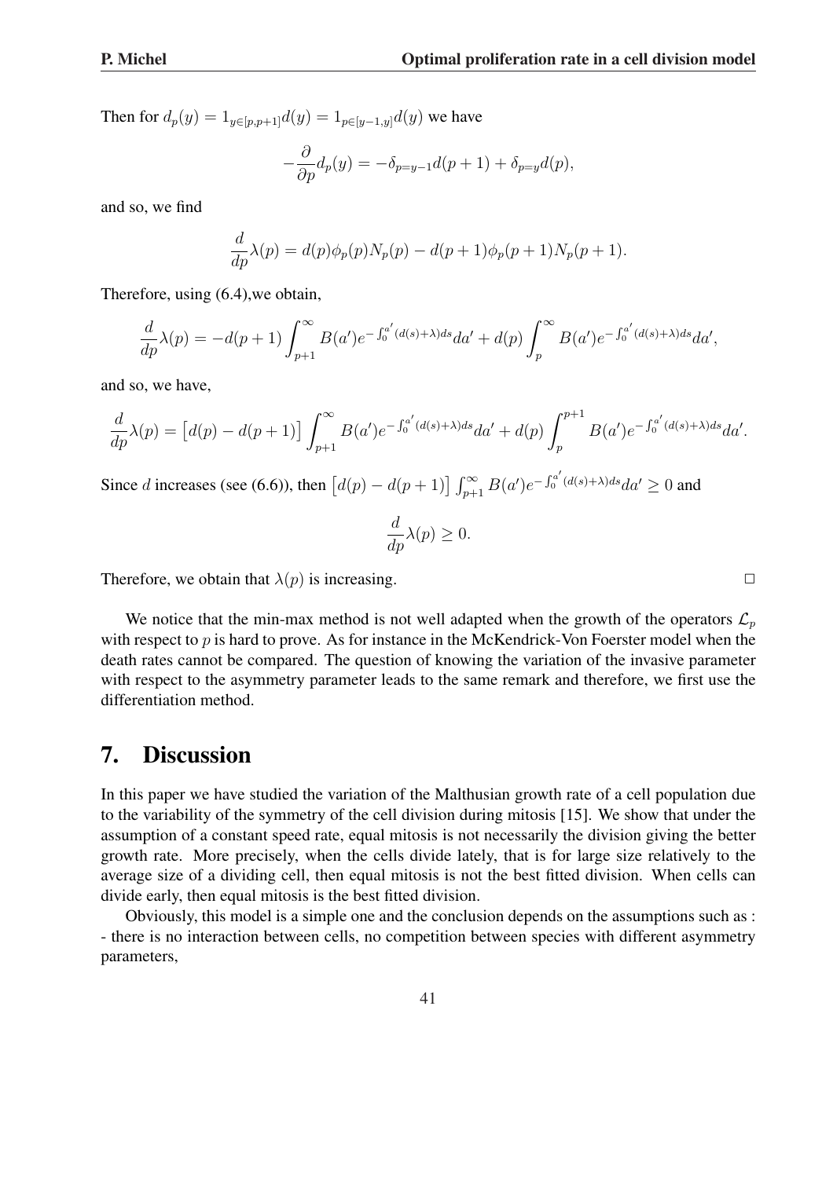Then for $d_p(y) = 1_{y\in[p,p+1]}d(y) = 1_{p\in[y-1,y]}d(y)$ we have

$$-\frac{\partial}{\partial p}d_p(y) = -\delta_{p=y-1}d(p+1) + \delta_{p=y}d(p),$$

and so, we find

$$\frac{d}{dp}\lambda(p) = d(p)\phi_p(p)N_p(p) - d(p+1)\phi_p(p+1)N_p(p+1).$$

Therefore, using (6.4),we obtain,

$$\frac{d}{dp}\lambda(p) = -d(p+1)\int_{p+1}^{\infty} B(a')e^{-\int_0^{a'}(d(s)+\lambda)ds}da' + d(p)\int_p^{\infty} B(a')e^{-\int_0^{a'}(d(s)+\lambda)ds}da',$$

and so, we have,

$$\frac{d}{dp}\lambda(p) = \big[d(p) - d(p+1)\big]\int_{p+1}^{\infty} B(a')e^{-\int_0^{a'}(d(s)+\lambda)ds}da' + d(p)\int_p^{p+1} B(a')e^{-\int_0^{a'}(d(s)+\lambda)ds}da'.$$

Since $d$ increases (see (6.6)), then $\big[d(p) - d(p+1)\big]\int_{p+1}^{\infty} B(a')e^{-\int_0^{a'}(d(s)+\lambda)ds}da' \geq 0$ and

$$\frac{d}{dp}\lambda(p) \geq 0.$$

Therefore, we obtain that $\lambda(p)$ is increasing. □

We notice that the min-max method is not well adapted when the growth of the operators $\mathcal{L}_p$ with respect to $p$ is hard to prove. As for instance in the McKendrick-Von Foerster model when the death rates cannot be compared. The question of knowing the variation of the invasive parameter with respect to the asymmetry parameter leads to the same remark and therefore, we first use the differentiation method.

# 7. Discussion

In this paper we have studied the variation of the Malthusian growth rate of a cell population due to the variability of the symmetry of the cell division during mitosis [15]. We show that under the assumption of a constant speed rate, equal mitosis is not necessarily the division giving the better growth rate. More precisely, when the cells divide lately, that is for large size relatively to the average size of a dividing cell, then equal mitosis is not the best fitted division. When cells can divide early, then equal mitosis is the best fitted division.

Obviously, this model is a simple one and the conclusion depends on the assumptions such as :
- there is no interaction between cells, no competition between species with different asymmetry parameters,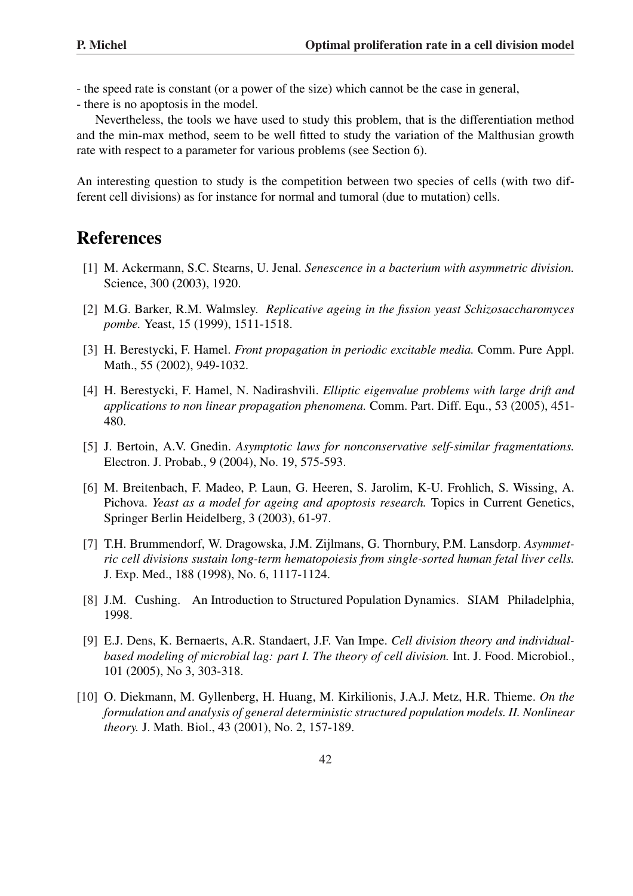- the speed rate is constant (or a power of the size) which cannot be the case in general,
- there is no apoptosis in the model.

Nevertheless, the tools we have used to study this problem, that is the differentiation method and the min-max method, seem to be well fitted to study the variation of the Malthusian growth rate with respect to a parameter for various problems (see Section 6).

An interesting question to study is the competition between two species of cells (with two different cell divisions) as for instance for normal and tumoral (due to mutation) cells.

# References

[1] M. Ackermann, S.C. Stearns, U. Jenal. *Senescence in a bacterium with asymmetric division.* Science, 300 (2003), 1920.

[2] M.G. Barker, R.M. Walmsley. *Replicative ageing in the fission yeast Schizosaccharomyces pombe.* Yeast, 15 (1999), 1511-1518.

[3] H. Berestycki, F. Hamel. *Front propagation in periodic excitable media.* Comm. Pure Appl. Math., 55 (2002), 949-1032.

[4] H. Berestycki, F. Hamel, N. Nadirashvili. *Elliptic eigenvalue problems with large drift and applications to non linear propagation phenomena.* Comm. Part. Diff. Equ., 53 (2005), 451-480.

[5] J. Bertoin, A.V. Gnedin. *Asymptotic laws for nonconservative self-similar fragmentations.* Electron. J. Probab., 9 (2004), No. 19, 575-593.

[6] M. Breitenbach, F. Madeo, P. Laun, G. Heeren, S. Jarolim, K-U. Frohlich, S. Wissing, A. Pichova. *Yeast as a model for ageing and apoptosis research.* Topics in Current Genetics, Springer Berlin Heidelberg, 3 (2003), 61-97.

[7] T.H. Brummendorf, W. Dragowska, J.M. Zijlmans, G. Thornbury, P.M. Lansdorp. *Asymmetric cell divisions sustain long-term hematopoiesis from single-sorted human fetal liver cells.* J. Exp. Med., 188 (1998), No. 6, 1117-1124.

[8] J.M. Cushing. An Introduction to Structured Population Dynamics. SIAM Philadelphia, 1998.

[9] E.J. Dens, K. Bernaerts, A.R. Standaert, J.F. Van Impe. *Cell division theory and individual-based modeling of microbial lag: part I. The theory of cell division.* Int. J. Food. Microbiol., 101 (2005), No 3, 303-318.

[10] O. Diekmann, M. Gyllenberg, H. Huang, M. Kirkilionis, J.A.J. Metz, H.R. Thieme. *On the formulation and analysis of general deterministic structured population models. II. Nonlinear theory.* J. Math. Biol., 43 (2001), No. 2, 157-189.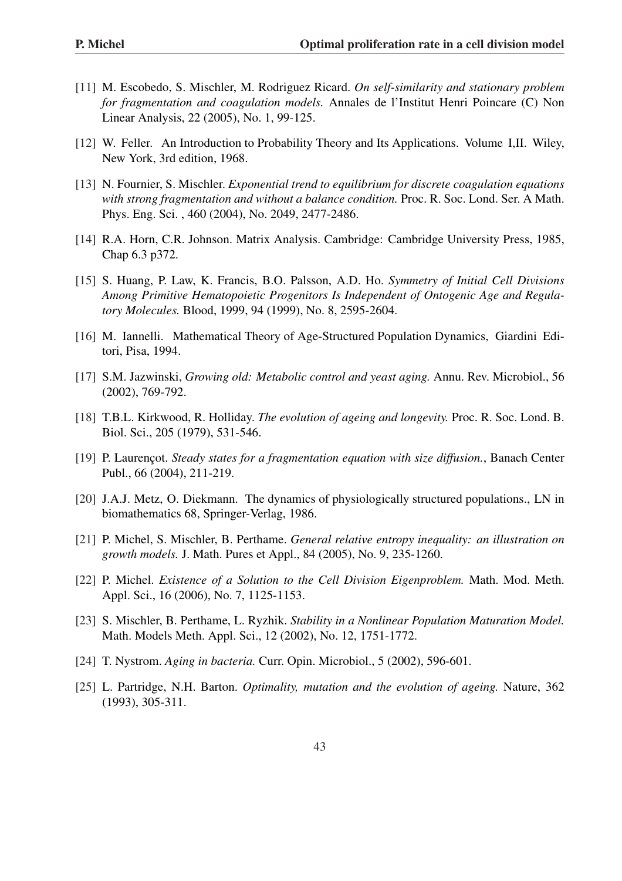[11] M. Escobedo, S. Mischler, M. Rodriguez Ricard. *On self-similarity and stationary problem for fragmentation and coagulation models.* Annales de l'Institut Henri Poincare (C) Non Linear Analysis, 22 (2005), No. 1, 99-125.

[12] W. Feller. An Introduction to Probability Theory and Its Applications. Volume I,II. Wiley, New York, 3rd edition, 1968.

[13] N. Fournier, S. Mischler. *Exponential trend to equilibrium for discrete coagulation equations with strong fragmentation and without a balance condition.* Proc. R. Soc. Lond. Ser. A Math. Phys. Eng. Sci. , 460 (2004), No. 2049, 2477-2486.

[14] R.A. Horn, C.R. Johnson. Matrix Analysis. Cambridge: Cambridge University Press, 1985, Chap 6.3 p372.

[15] S. Huang, P. Law, K. Francis, B.O. Palsson, A.D. Ho. *Symmetry of Initial Cell Divisions Among Primitive Hematopoietic Progenitors Is Independent of Ontogenic Age and Regulatory Molecules.* Blood, 1999, 94 (1999), No. 8, 2595-2604.

[16] M. Iannelli. Mathematical Theory of Age-Structured Population Dynamics, Giardini Editori, Pisa, 1994.

[17] S.M. Jazwinski, *Growing old: Metabolic control and yeast aging.* Annu. Rev. Microbiol., 56 (2002), 769-792.

[18] T.B.L. Kirkwood, R. Holliday. *The evolution of ageing and longevity.* Proc. R. Soc. Lond. B. Biol. Sci., 205 (1979), 531-546.

[19] P. Laurençot. *Steady states for a fragmentation equation with size diffusion.*, Banach Center Publ., 66 (2004), 211-219.

[20] J.A.J. Metz, O. Diekmann. The dynamics of physiologically structured populations., LN in biomathematics 68, Springer-Verlag, 1986.

[21] P. Michel, S. Mischler, B. Perthame. *General relative entropy inequality: an illustration on growth models.* J. Math. Pures et Appl., 84 (2005), No. 9, 235-1260.

[22] P. Michel. *Existence of a Solution to the Cell Division Eigenproblem.* Math. Mod. Meth. Appl. Sci., 16 (2006), No. 7, 1125-1153.

[23] S. Mischler, B. Perthame, L. Ryzhik. *Stability in a Nonlinear Population Maturation Model.* Math. Models Meth. Appl. Sci., 12 (2002), No. 12, 1751-1772.

[24] T. Nystrom. *Aging in bacteria.* Curr. Opin. Microbiol., 5 (2002), 596-601.

[25] L. Partridge, N.H. Barton. *Optimality, mutation and the evolution of ageing.* Nature, 362 (1993), 305-311.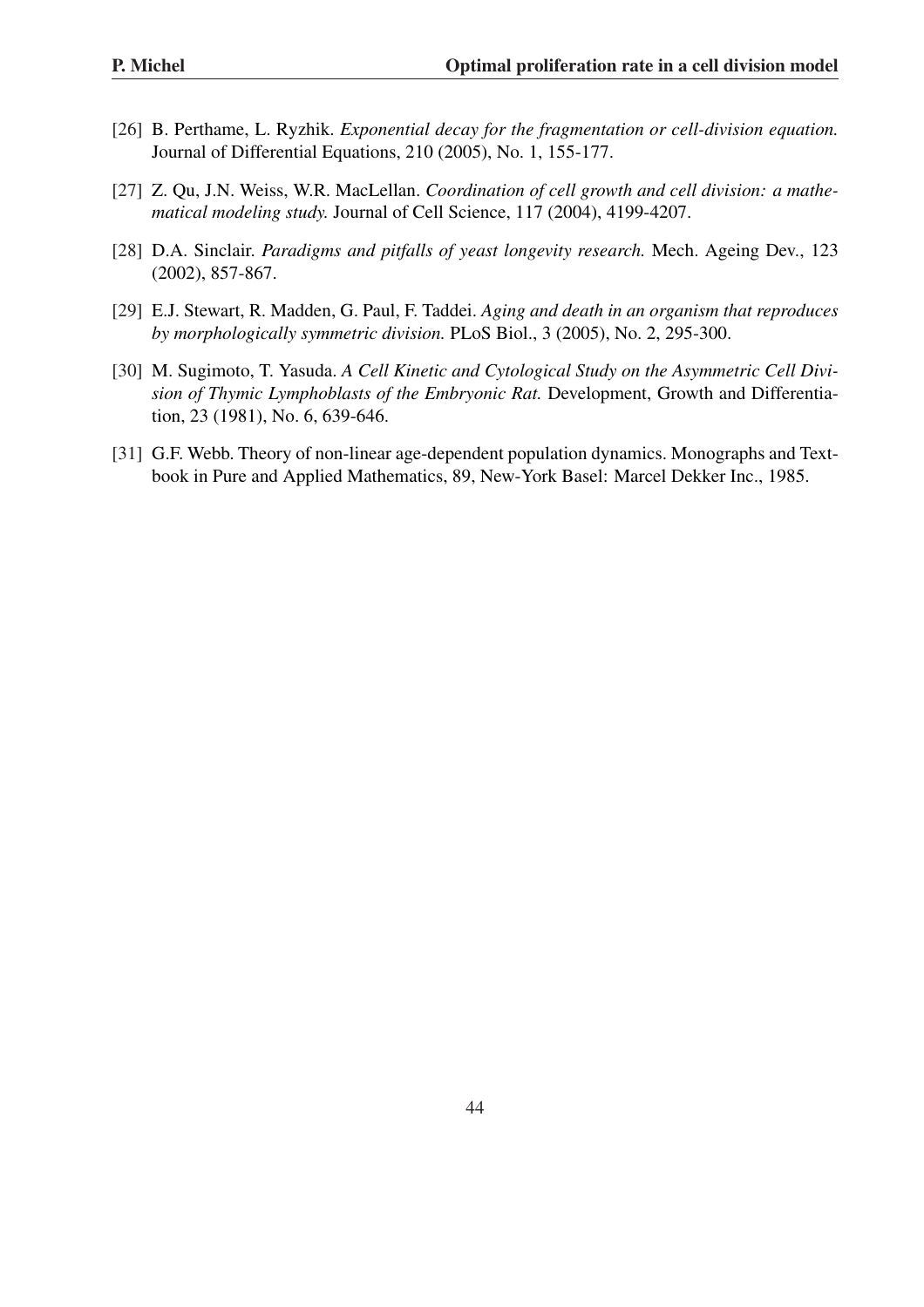[26] B. Perthame, L. Ryzhik. *Exponential decay for the fragmentation or cell-division equation.* Journal of Differential Equations, 210 (2005), No. 1, 155-177.

[27] Z. Qu, J.N. Weiss, W.R. MacLellan. *Coordination of cell growth and cell division: a mathematical modeling study.* Journal of Cell Science, 117 (2004), 4199-4207.

[28] D.A. Sinclair. *Paradigms and pitfalls of yeast longevity research.* Mech. Ageing Dev., 123 (2002), 857-867.

[29] E.J. Stewart, R. Madden, G. Paul, F. Taddei. *Aging and death in an organism that reproduces by morphologically symmetric division.* PLoS Biol., 3 (2005), No. 2, 295-300.

[30] M. Sugimoto, T. Yasuda. *A Cell Kinetic and Cytological Study on the Asymmetric Cell Division of Thymic Lymphoblasts of the Embryonic Rat.* Development, Growth and Differentiation, 23 (1981), No. 6, 639-646.

[31] G.F. Webb. Theory of non-linear age-dependent population dynamics. Monographs and Textbook in Pure and Applied Mathematics, 89, New-York Basel: Marcel Dekker Inc., 1985.